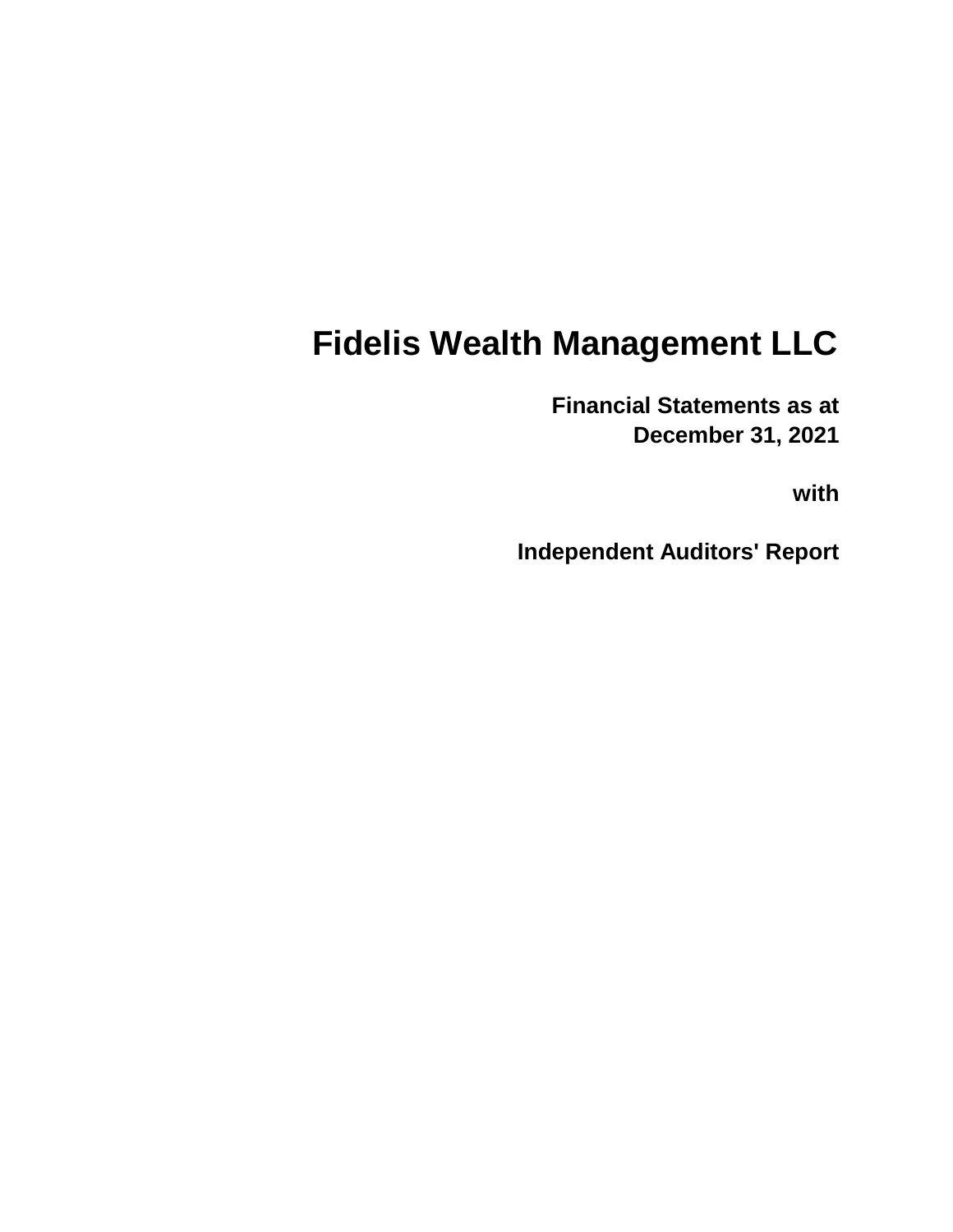# Fidelis Wealth Management LLC

**Financial Statements as at**
**December 31, 2021**

**with**

**Independent Auditors' Report**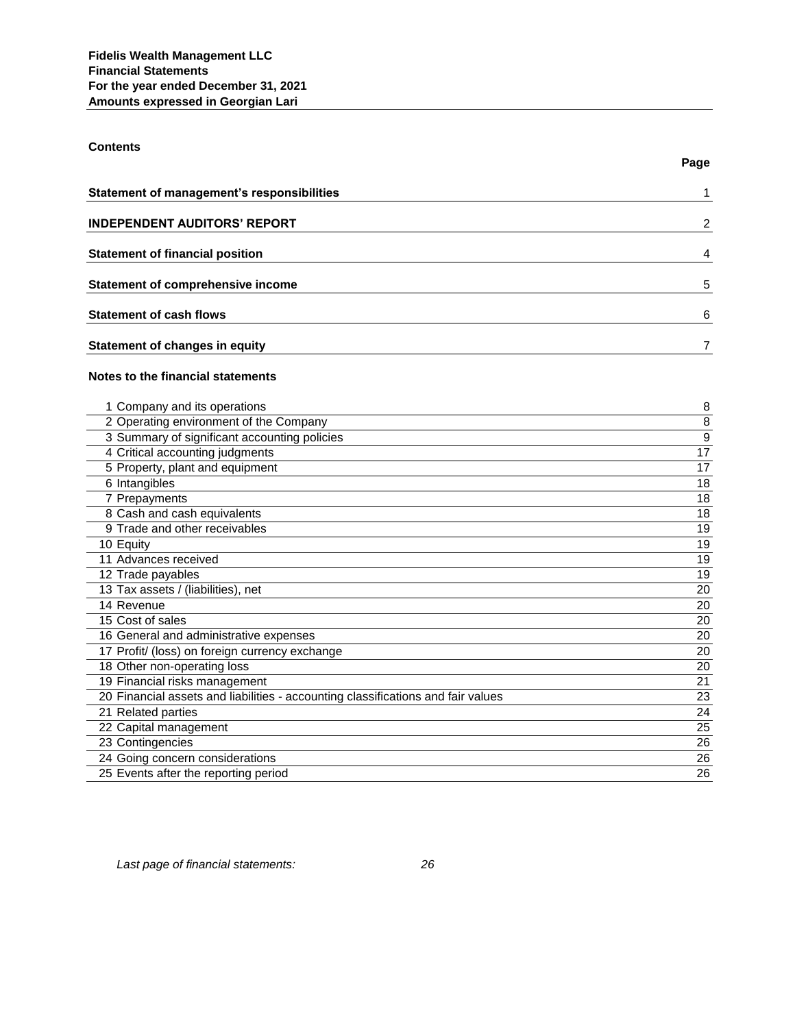**Fidelis Wealth Management LLC**
**Financial Statements**
**For the year ended December 31, 2021**
**Amounts expressed in Georgian Lari**

## Contents

| | Page |
|---|---|
| **Statement of management's responsibilities** | 1 |
| **INDEPENDENT AUDITORS' REPORT** | 2 |
| **Statement of financial position** | 4 |
| **Statement of comprehensive income** | 5 |
| **Statement of cash flows** | 6 |
| **Statement of changes in equity** | 7 |

**Notes to the financial statements**

| | |
|---|---|
| 1 Company and its operations | 8 |
| 2 Operating environment of the Company | 8 |
| 3 Summary of significant accounting policies | 9 |
| 4 Critical accounting judgments | 17 |
| 5 Property, plant and equipment | 17 |
| 6 Intangibles | 18 |
| 7 Prepayments | 18 |
| 8 Cash and cash equivalents | 18 |
| 9 Trade and other receivables | 19 |
| 10 Equity | 19 |
| 11 Advances received | 19 |
| 12 Trade payables | 19 |
| 13 Tax assets / (liabilities), net | 20 |
| 14 Revenue | 20 |
| 15 Cost of sales | 20 |
| 16 General and administrative expenses | 20 |
| 17 Profit/ (loss) on foreign currency exchange | 20 |
| 18 Other non-operating loss | 20 |
| 19 Financial risks management | 21 |
| 20 Financial assets and liabilities - accounting classifications and fair values | 23 |
| 21 Related parties | 24 |
| 22 Capital management | 25 |
| 23 Contingencies | 26 |
| 24 Going concern considerations | 26 |
| 25 Events after the reporting period | 26 |

*Last page of financial statements:* *26*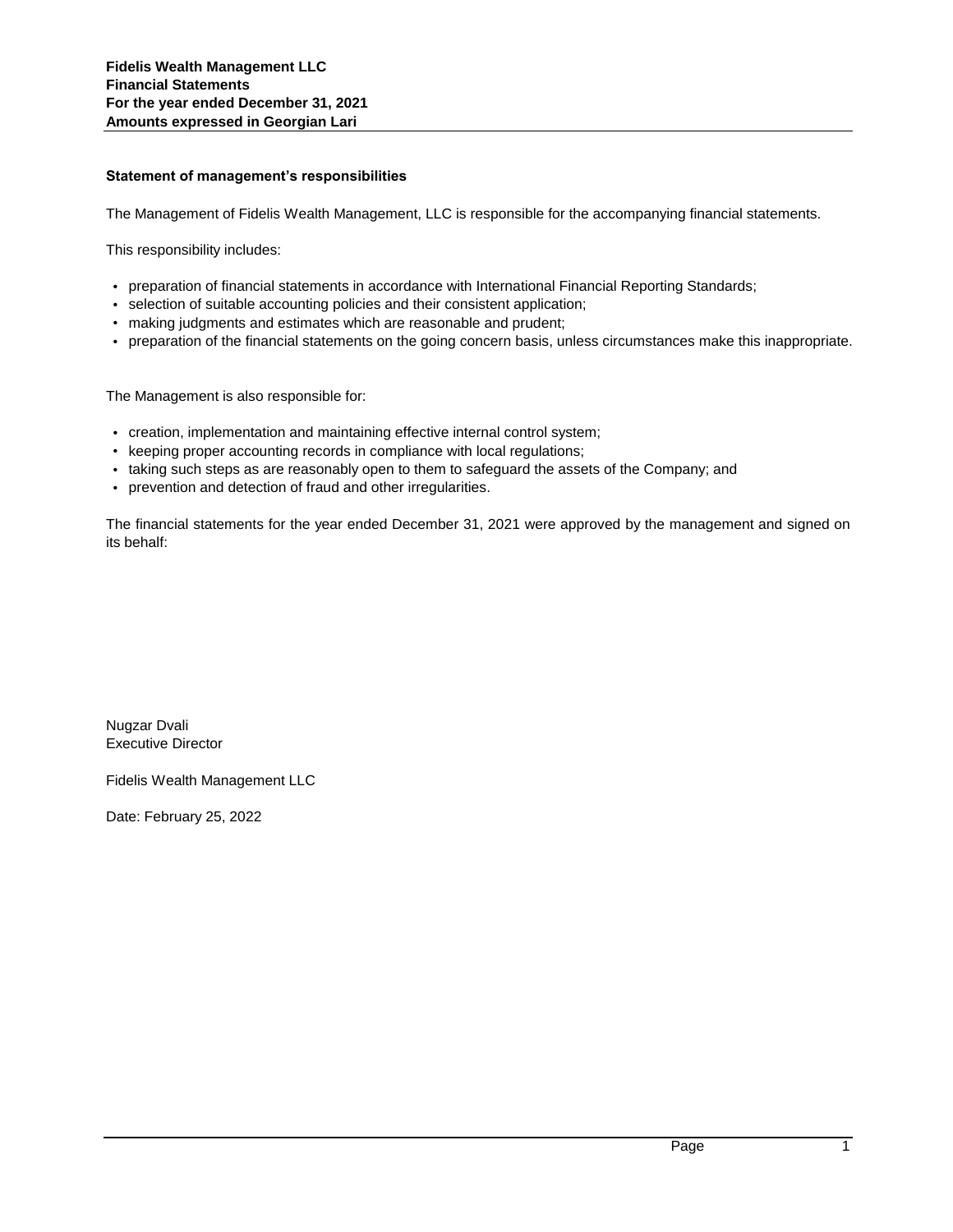## Statement of management's responsibilities

The Management of Fidelis Wealth Management, LLC is responsible for the accompanying financial statements.

This responsibility includes:

- preparation of financial statements in accordance with International Financial Reporting Standards;
- selection of suitable accounting policies and their consistent application;
- making judgments and estimates which are reasonable and prudent;
- preparation of the financial statements on the going concern basis, unless circumstances make this inappropriate.

The Management is also responsible for:

- creation, implementation and maintaining effective internal control system;
- keeping proper accounting records in compliance with local regulations;
- taking such steps as are reasonably open to them to safeguard the assets of the Company; and
- prevention and detection of fraud and other irregularities.

The financial statements for the year ended December 31, 2021 were approved by the management and signed on its behalf:

Nugzar Dvali
Executive Director

Fidelis Wealth Management LLC

Date: February 25, 2022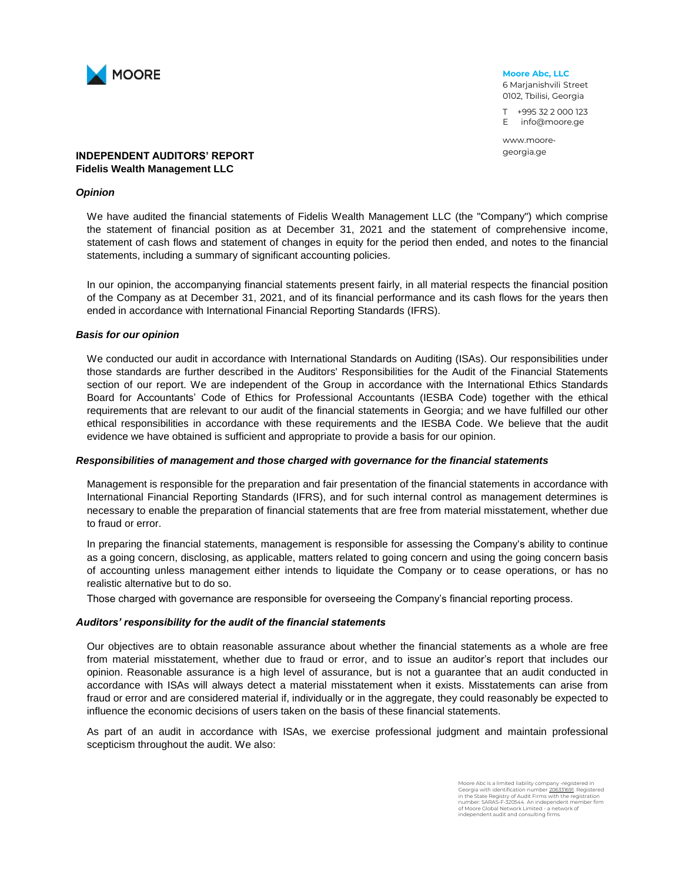MOORE

**Moore Abc, LLC**
6 Marjanishvili Street
0102, Tbilisi, Georgia

T +995 32 2 000 123
E info@moore.ge

www.moore-georgia.ge

# INDEPENDENT AUDITORS' REPORT
**Fidelis Wealth Management LLC**

### *Opinion*

We have audited the financial statements of Fidelis Wealth Management LLC (the "Company") which comprise the statement of financial position as at December 31, 2021 and the statement of comprehensive income, statement of cash flows and statement of changes in equity for the period then ended, and notes to the financial statements, including a summary of significant accounting policies.

In our opinion, the accompanying financial statements present fairly, in all material respects the financial position of the Company as at December 31, 2021, and of its financial performance and its cash flows for the years then ended in accordance with International Financial Reporting Standards (IFRS).

### *Basis for our opinion*

We conducted our audit in accordance with International Standards on Auditing (ISAs). Our responsibilities under those standards are further described in the Auditors' Responsibilities for the Audit of the Financial Statements section of our report. We are independent of the Group in accordance with the International Ethics Standards Board for Accountants' Code of Ethics for Professional Accountants (IESBA Code) together with the ethical requirements that are relevant to our audit of the financial statements in Georgia; and we have fulfilled our other ethical responsibilities in accordance with these requirements and the IESBA Code. We believe that the audit evidence we have obtained is sufficient and appropriate to provide a basis for our opinion.

### *Responsibilities of management and those charged with governance for the financial statements*

Management is responsible for the preparation and fair presentation of the financial statements in accordance with International Financial Reporting Standards (IFRS), and for such internal control as management determines is necessary to enable the preparation of financial statements that are free from material misstatement, whether due to fraud or error.

In preparing the financial statements, management is responsible for assessing the Company's ability to continue as a going concern, disclosing, as applicable, matters related to going concern and using the going concern basis of accounting unless management either intends to liquidate the Company or to cease operations, or has no realistic alternative but to do so.

Those charged with governance are responsible for overseeing the Company's financial reporting process.

### *Auditors' responsibility for the audit of the financial statements*

Our objectives are to obtain reasonable assurance about whether the financial statements as a whole are free from material misstatement, whether due to fraud or error, and to issue an auditor's report that includes our opinion. Reasonable assurance is a high level of assurance, but is not a guarantee that an audit conducted in accordance with ISAs will always detect a material misstatement when it exists. Misstatements can arise from fraud or error and are considered material if, individually or in the aggregate, they could reasonably be expected to influence the economic decisions of users taken on the basis of these financial statements.

As part of an audit in accordance with ISAs, we exercise professional judgment and maintain professional scepticism throughout the audit. We also:

Moore Abc is a limited liability company registered in Georgia with identification number 206331691. Registered in the State Registry of Audit Firms with the registration number: SARAS-F-320544. An independent member firm of Moore Global Network Limited - a network of independent audit and consulting firms.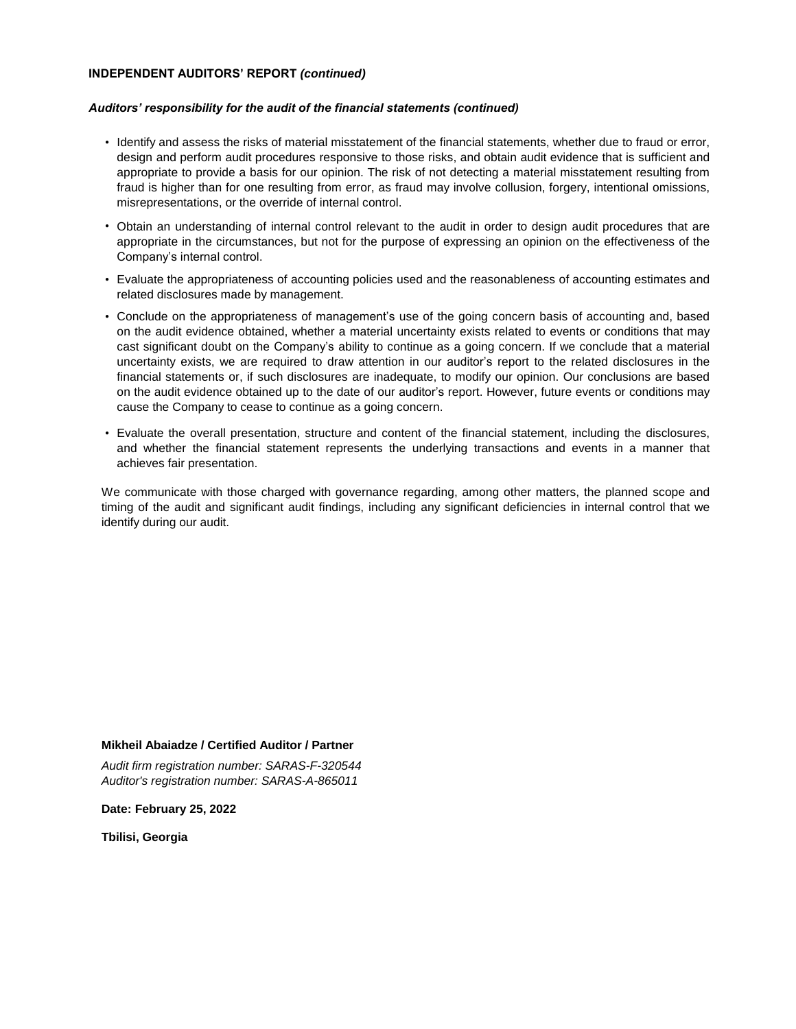**INDEPENDENT AUDITORS' REPORT *(continued)***

***Auditors' responsibility for the audit of the financial statements (continued)***

- Identify and assess the risks of material misstatement of the financial statements, whether due to fraud or error, design and perform audit procedures responsive to those risks, and obtain audit evidence that is sufficient and appropriate to provide a basis for our opinion. The risk of not detecting a material misstatement resulting from fraud is higher than for one resulting from error, as fraud may involve collusion, forgery, intentional omissions, misrepresentations, or the override of internal control.
- Obtain an understanding of internal control relevant to the audit in order to design audit procedures that are appropriate in the circumstances, but not for the purpose of expressing an opinion on the effectiveness of the Company's internal control.
- Evaluate the appropriateness of accounting policies used and the reasonableness of accounting estimates and related disclosures made by management.
- Conclude on the appropriateness of management's use of the going concern basis of accounting and, based on the audit evidence obtained, whether a material uncertainty exists related to events or conditions that may cast significant doubt on the Company's ability to continue as a going concern. If we conclude that a material uncertainty exists, we are required to draw attention in our auditor's report to the related disclosures in the financial statements or, if such disclosures are inadequate, to modify our opinion. Our conclusions are based on the audit evidence obtained up to the date of our auditor's report. However, future events or conditions may cause the Company to cease to continue as a going concern.
- Evaluate the overall presentation, structure and content of the financial statement, including the disclosures, and whether the financial statement represents the underlying transactions and events in a manner that achieves fair presentation.

We communicate with those charged with governance regarding, among other matters, the planned scope and timing of the audit and significant audit findings, including any significant deficiencies in internal control that we identify during our audit.

**Mikheil Abaiadze / Certified Auditor / Partner**

*Audit firm registration number: SARAS-F-320544*
*Auditor's registration number: SARAS-A-865011*

**Date: February 25, 2022**

**Tbilisi, Georgia**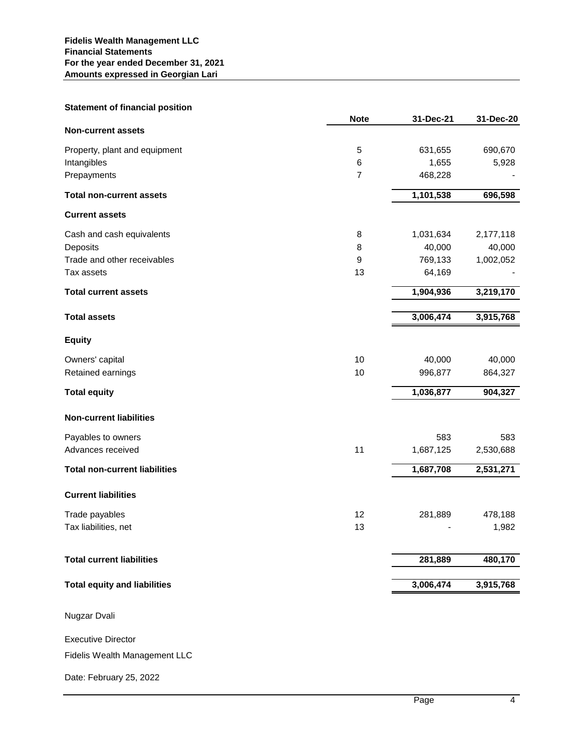**Fidelis Wealth Management LLC**
**Financial Statements**
**For the year ended December 31, 2021**
**Amounts expressed in Georgian Lari**

**Statement of financial position**

| | Note | 31-Dec-21 | 31-Dec-20 |
|---|---|---|---|
| **Non-current assets** | | | |
| Property, plant and equipment | 5 | 631,655 | 690,670 |
| Intangibles | 6 | 1,655 | 5,928 |
| Prepayments | 7 | 468,228 | - |
| **Total non-current assets** | | **1,101,538** | **696,598** |
| **Current assets** | | | |
| Cash and cash equivalents | 8 | 1,031,634 | 2,177,118 |
| Deposits | 8 | 40,000 | 40,000 |
| Trade and other receivables | 9 | 769,133 | 1,002,052 |
| Tax assets | 13 | 64,169 | - |
| **Total current assets** | | **1,904,936** | **3,219,170** |
| **Total assets** | | **3,006,474** | **3,915,768** |
| **Equity** | | | |
| Owners' capital | 10 | 40,000 | 40,000 |
| Retained earnings | 10 | 996,877 | 864,327 |
| **Total equity** | | **1,036,877** | **904,327** |
| **Non-current liabilities** | | | |
| Payables to owners | | 583 | 583 |
| Advances received | 11 | 1,687,125 | 2,530,688 |
| **Total non-current liabilities** | | **1,687,708** | **2,531,271** |
| **Current liabilities** | | | |
| Trade payables | 12 | 281,889 | 478,188 |
| Tax liabilities, net | 13 | - | 1,982 |
| **Total current liabilities** | | **281,889** | **480,170** |
| **Total equity and liabilities** | | **3,006,474** | **3,915,768** |

Nugzar Dvali

Executive Director

Fidelis Wealth Management LLC

Date: February 25, 2022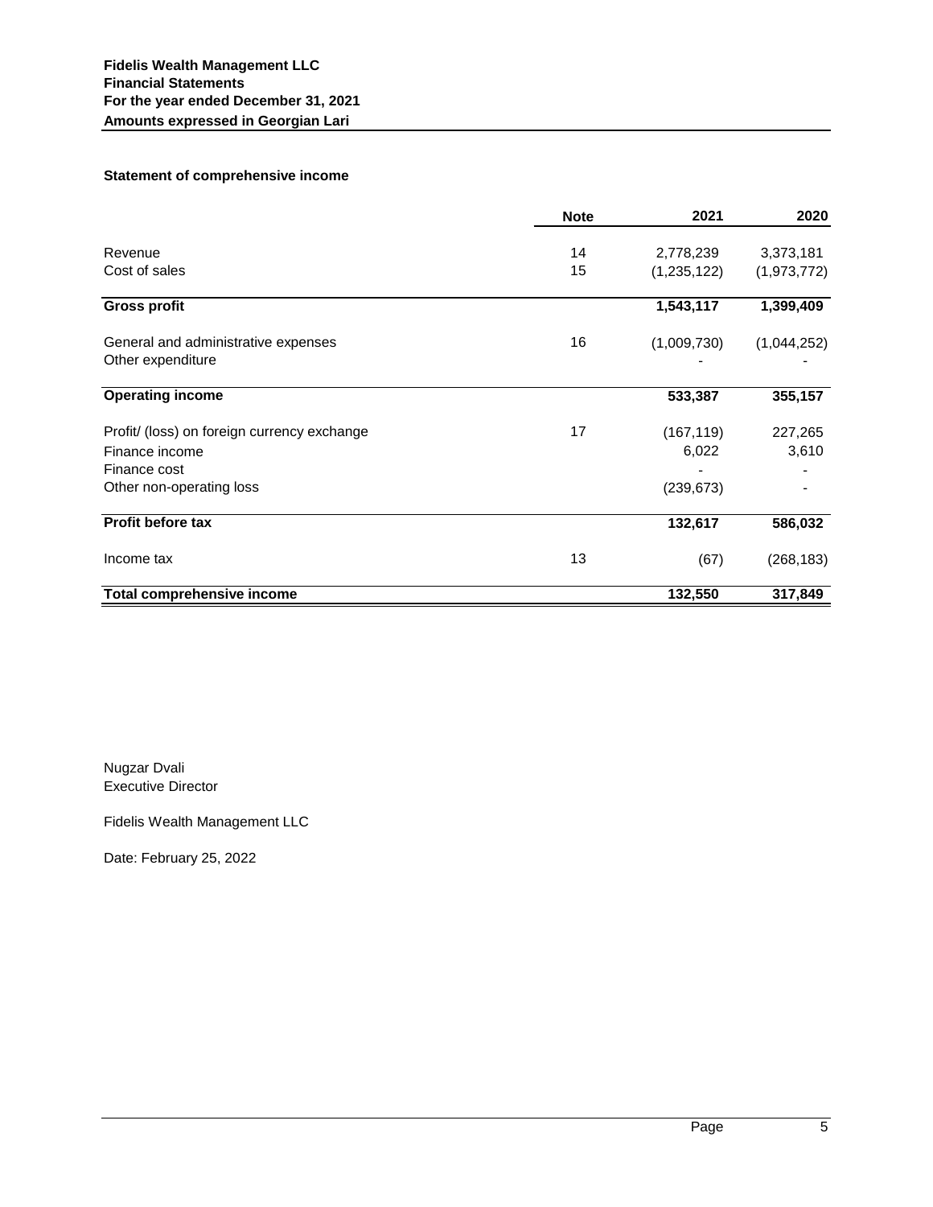**Fidelis Wealth Management LLC**
**Financial Statements**
**For the year ended December 31, 2021**
**Amounts expressed in Georgian Lari**

### Statement of comprehensive income

| | Note | 2021 | 2020 |
|---|---|---|---|
| Revenue | 14 | 2,778,239 | 3,373,181 |
| Cost of sales | 15 | (1,235,122) | (1,973,772) |
| **Gross profit** | | **1,543,117** | **1,399,409** |
| General and administrative expenses | 16 | (1,009,730) | (1,044,252) |
| Other expenditure | | - | - |
| **Operating income** | | **533,387** | **355,157** |
| Profit/ (loss) on foreign currency exchange | 17 | (167,119) | 227,265 |
| Finance income | | 6,022 | 3,610 |
| Finance cost | | - | - |
| Other non-operating loss | | (239,673) | - |
| **Profit before tax** | | **132,617** | **586,032** |
| Income tax | 13 | (67) | (268,183) |
| **Total comprehensive income** | | **132,550** | **317,849** |

Nugzar Dvali
Executive Director

Fidelis Wealth Management LLC

Date: February 25, 2022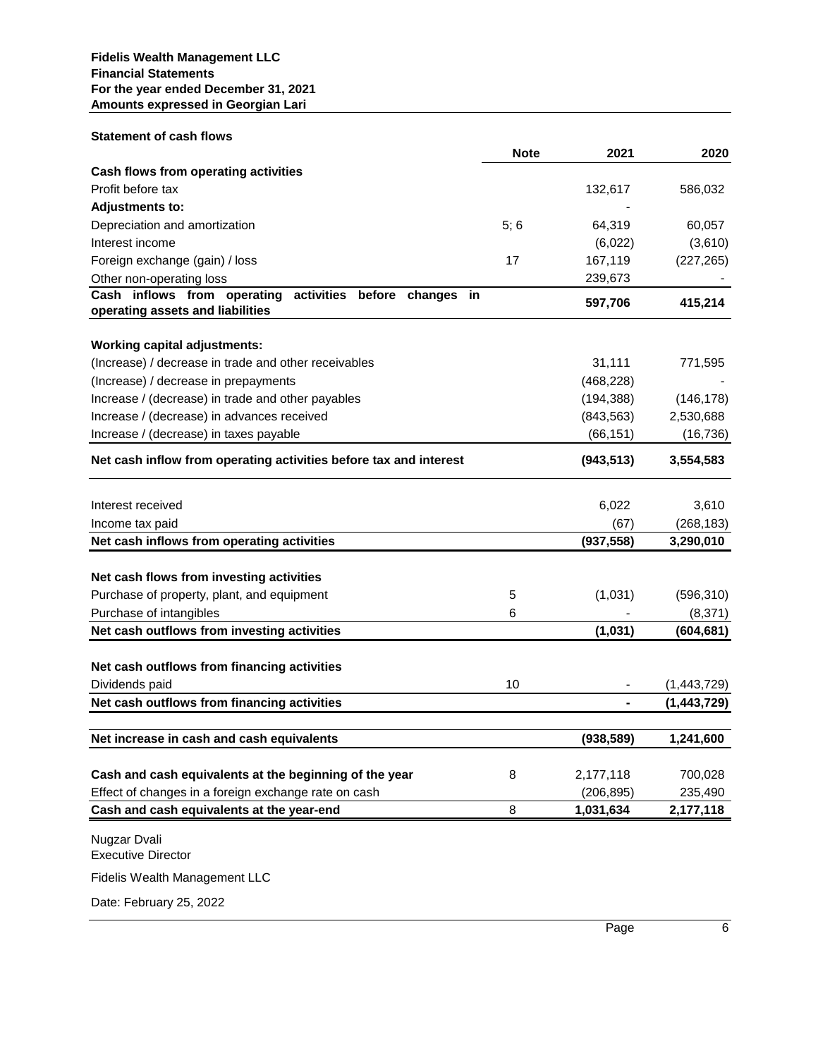**Fidelis Wealth Management LLC**
**Financial Statements**
**For the year ended December 31, 2021**
**Amounts expressed in Georgian Lari**

**Statement of cash flows**

| | Note | 2021 | 2020 |
|---|---|---|---|
| **Cash flows from operating activities** | | | |
| Profit before tax | | 132,617 | 586,032 |
| **Adjustments to:** | | - | |
| Depreciation and amortization | 5; 6 | 64,319 | 60,057 |
| Interest income | | (6,022) | (3,610) |
| Foreign exchange (gain) / loss | 17 | 167,119 | (227,265) |
| Other non-operating loss | | 239,673 | - |
| **Cash inflows from operating activities before changes in operating assets and liabilities** | | **597,706** | **415,214** |
| | | | |
| **Working capital adjustments:** | | | |
| (Increase) / decrease in trade and other receivables | | 31,111 | 771,595 |
| (Increase) / decrease in prepayments | | (468,228) | - |
| Increase / (decrease) in trade and other payables | | (194,388) | (146,178) |
| Increase / (decrease) in advances received | | (843,563) | 2,530,688 |
| Increase / (decrease) in taxes payable | | (66,151) | (16,736) |
| **Net cash inflow from operating activities before tax and interest** | | **(943,513)** | **3,554,583** |
| | | | |
| Interest received | | 6,022 | 3,610 |
| Income tax paid | | (67) | (268,183) |
| **Net cash inflows from operating activities** | | **(937,558)** | **3,290,010** |
| | | | |
| **Net cash flows from investing activities** | | | |
| Purchase of property, plant, and equipment | 5 | (1,031) | (596,310) |
| Purchase of intangibles | 6 | - | (8,371) |
| **Net cash outflows from investing activities** | | **(1,031)** | **(604,681)** |
| | | | |
| **Net cash outflows from financing activities** | | | |
| Dividends paid | 10 | - | (1,443,729) |
| **Net cash outflows from financing activities** | | **-** | **(1,443,729)** |
| | | | |
| **Net increase in cash and cash equivalents** | | **(938,589)** | **1,241,600** |
| | | | |
| **Cash and cash equivalents at the beginning of the year** | 8 | 2,177,118 | 700,028 |
| Effect of changes in a foreign exchange rate on cash | | (206,895) | 235,490 |
| **Cash and cash equivalents at the year-end** | 8 | **1,031,634** | **2,177,118** |

Nugzar Dvali
Executive Director

Fidelis Wealth Management LLC

Date: February 25, 2022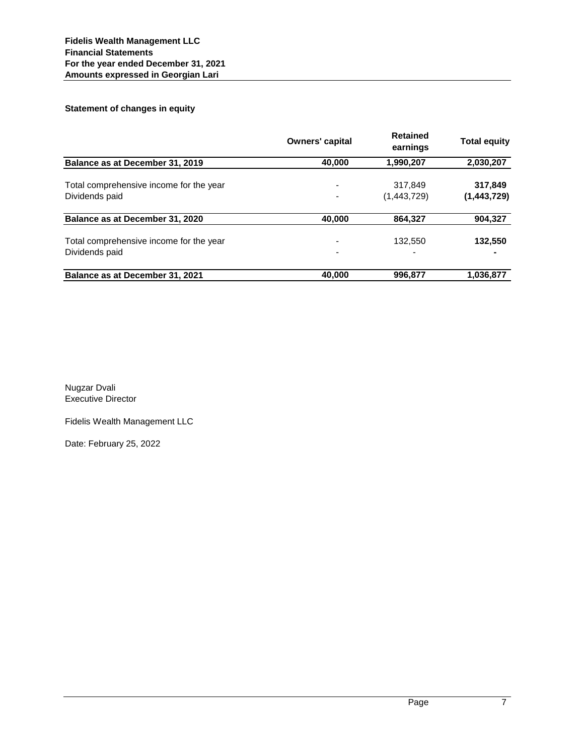**Fidelis Wealth Management LLC**
**Financial Statements**
**For the year ended December 31, 2021**
**Amounts expressed in Georgian Lari**

**Statement of changes in equity**

| | Owners' capital | Retained earnings | Total equity |
|---|---|---|---|
| **Balance as at December 31, 2019** | **40,000** | **1,990,207** | **2,030,207** |
| Total comprehensive income for the year | - | 317,849 | **317,849** |
| Dividends paid | - | (1,443,729) | **(1,443,729)** |
| **Balance as at December 31, 2020** | **40,000** | **864,327** | **904,327** |
| Total comprehensive income for the year | - | 132,550 | **132,550** |
| Dividends paid | - | - | **-** |
| **Balance as at December 31, 2021** | **40,000** | **996,877** | **1,036,877** |

Nugzar Dvali
Executive Director

Fidelis Wealth Management LLC

Date: February 25, 2022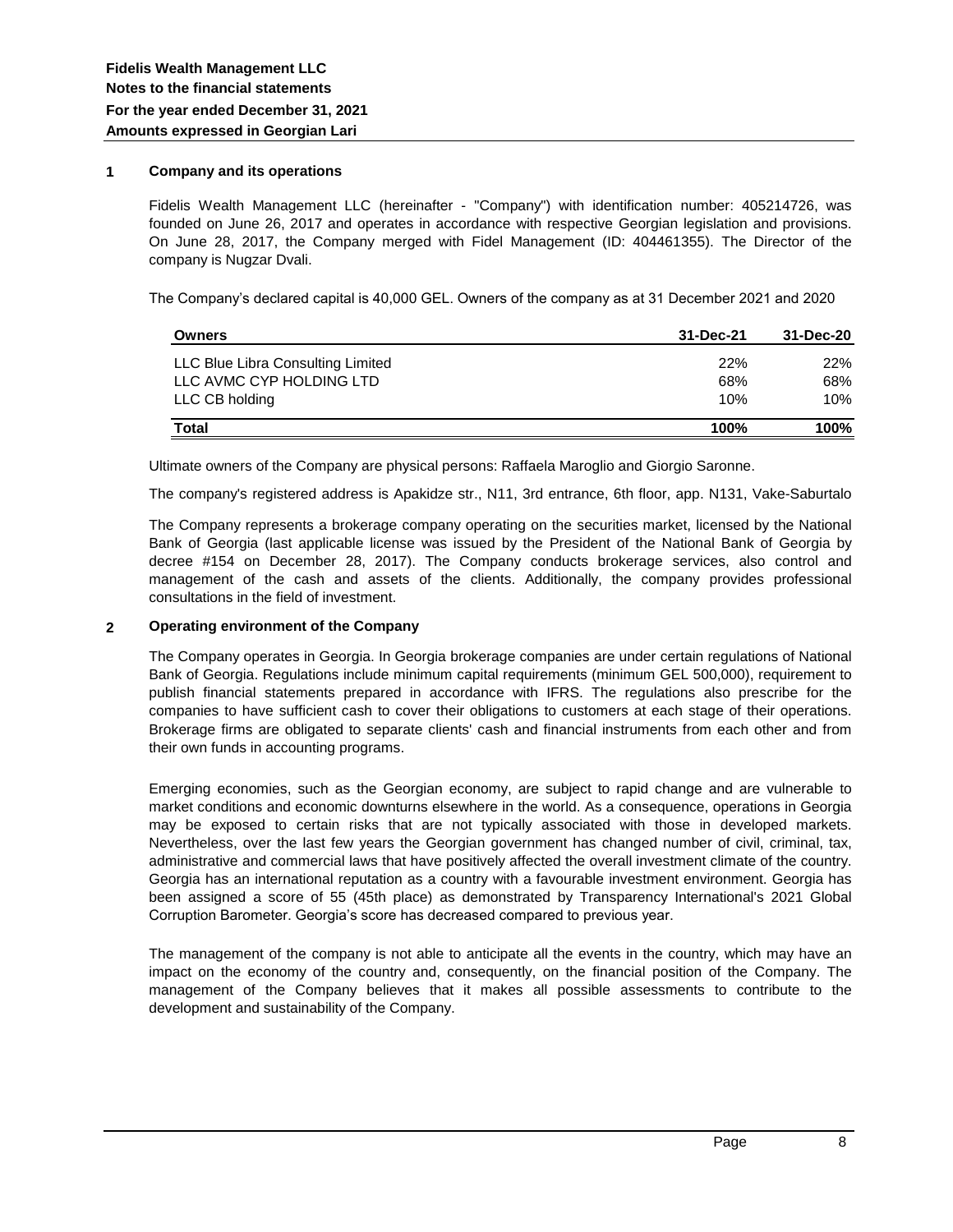**Fidelis Wealth Management LLC**
**Notes to the financial statements**
**For the year ended December 31, 2021**
**Amounts expressed in Georgian Lari**

## 1 Company and its operations

Fidelis Wealth Management LLC (hereinafter - "Company") with identification number: 405214726, was founded on June 26, 2017 and operates in accordance with respective Georgian legislation and provisions. On June 28, 2017, the Company merged with Fidel Management (ID: 404461355). The Director of the company is Nugzar Dvali.

The Company's declared capital is 40,000 GEL. Owners of the company as at 31 December 2021 and 2020

| Owners | 31-Dec-21 | 31-Dec-20 |
|---|---|---|
| LLC Blue Libra Consulting Limited | 22% | 22% |
| LLC AVMC CYP HOLDING LTD | 68% | 68% |
| LLC CB holding | 10% | 10% |
| **Total** | **100%** | **100%** |

Ultimate owners of the Company are physical persons: Raffaela Maroglio and Giorgio Saronne.

The company's registered address is Apakidze str., N11, 3rd entrance, 6th floor, app. N131, Vake-Saburtalo

The Company represents a brokerage company operating on the securities market, licensed by the National Bank of Georgia (last applicable license was issued by the President of the National Bank of Georgia by decree #154 on December 28, 2017). The Company conducts brokerage services, also control and management of the cash and assets of the clients. Additionally, the company provides professional consultations in the field of investment.

## 2 Operating environment of the Company

The Company operates in Georgia. In Georgia brokerage companies are under certain regulations of National Bank of Georgia. Regulations include minimum capital requirements (minimum GEL 500,000), requirement to publish financial statements prepared in accordance with IFRS. The regulations also prescribe for the companies to have sufficient cash to cover their obligations to customers at each stage of their operations. Brokerage firms are obligated to separate clients' cash and financial instruments from each other and from their own funds in accounting programs.

Emerging economies, such as the Georgian economy, are subject to rapid change and are vulnerable to market conditions and economic downturns elsewhere in the world. As a consequence, operations in Georgia may be exposed to certain risks that are not typically associated with those in developed markets. Nevertheless, over the last few years the Georgian government has changed number of civil, criminal, tax, administrative and commercial laws that have positively affected the overall investment climate of the country. Georgia has an international reputation as a country with a favourable investment environment. Georgia has been assigned a score of 55 (45th place) as demonstrated by Transparency International's 2021 Global Corruption Barometer. Georgia's score has decreased compared to previous year.

The management of the company is not able to anticipate all the events in the country, which may have an impact on the economy of the country and, consequently, on the financial position of the Company. The management of the Company believes that it makes all possible assessments to contribute to the development and sustainability of the Company.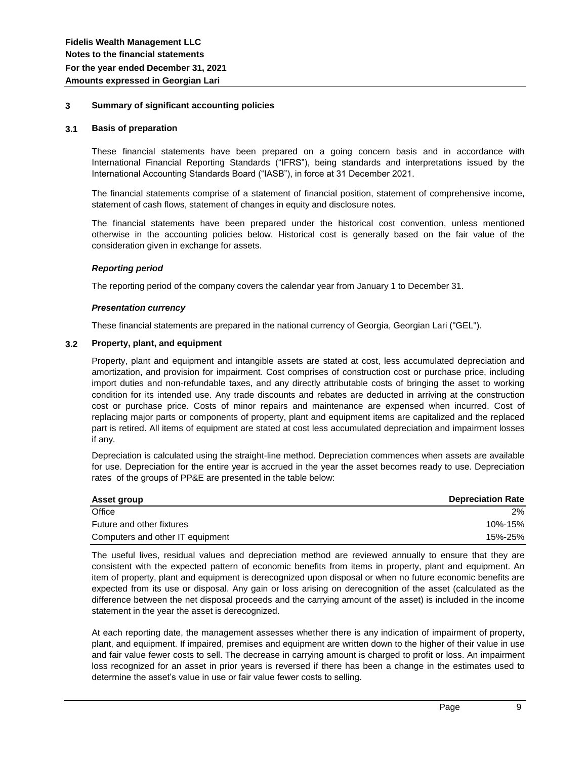**Fidelis Wealth Management LLC**
**Notes to the financial statements**
**For the year ended December 31, 2021**
**Amounts expressed in Georgian Lari**

## 3 Summary of significant accounting policies

### 3.1 Basis of preparation

These financial statements have been prepared on a going concern basis and in accordance with International Financial Reporting Standards ("IFRS"), being standards and interpretations issued by the International Accounting Standards Board ("IASB"), in force at 31 December 2021.

The financial statements comprise of a statement of financial position, statement of comprehensive income, statement of cash flows, statement of changes in equity and disclosure notes.

The financial statements have been prepared under the historical cost convention, unless mentioned otherwise in the accounting policies below. Historical cost is generally based on the fair value of the consideration given in exchange for assets.

***Reporting period***

The reporting period of the company covers the calendar year from January 1 to December 31.

***Presentation currency***

These financial statements are prepared in the national currency of Georgia, Georgian Lari ("GEL").

### 3.2 Property, plant, and equipment

Property, plant and equipment and intangible assets are stated at cost, less accumulated depreciation and amortization, and provision for impairment. Cost comprises of construction cost or purchase price, including import duties and non-refundable taxes, and any directly attributable costs of bringing the asset to working condition for its intended use. Any trade discounts and rebates are deducted in arriving at the construction cost or purchase price. Costs of minor repairs and maintenance are expensed when incurred. Cost of replacing major parts or components of property, plant and equipment items are capitalized and the replaced part is retired. All items of equipment are stated at cost less accumulated depreciation and impairment losses if any.

Depreciation is calculated using the straight-line method. Depreciation commences when assets are available for use. Depreciation for the entire year is accrued in the year the asset becomes ready to use. Depreciation rates of the groups of PP&E are presented in the table below:

| Asset group | Depreciation Rate |
|---|---:|
| Office | 2% |
| Future and other fixtures | 10%-15% |
| Computers and other IT equipment | 15%-25% |

The useful lives, residual values and depreciation method are reviewed annually to ensure that they are consistent with the expected pattern of economic benefits from items in property, plant and equipment. An item of property, plant and equipment is derecognized upon disposal or when no future economic benefits are expected from its use or disposal. Any gain or loss arising on derecognition of the asset (calculated as the difference between the net disposal proceeds and the carrying amount of the asset) is included in the income statement in the year the asset is derecognized.

At each reporting date, the management assesses whether there is any indication of impairment of property, plant, and equipment. If impaired, premises and equipment are written down to the higher of their value in use and fair value fewer costs to sell. The decrease in carrying amount is charged to profit or loss. An impairment loss recognized for an asset in prior years is reversed if there has been a change in the estimates used to determine the asset's value in use or fair value fewer costs to selling.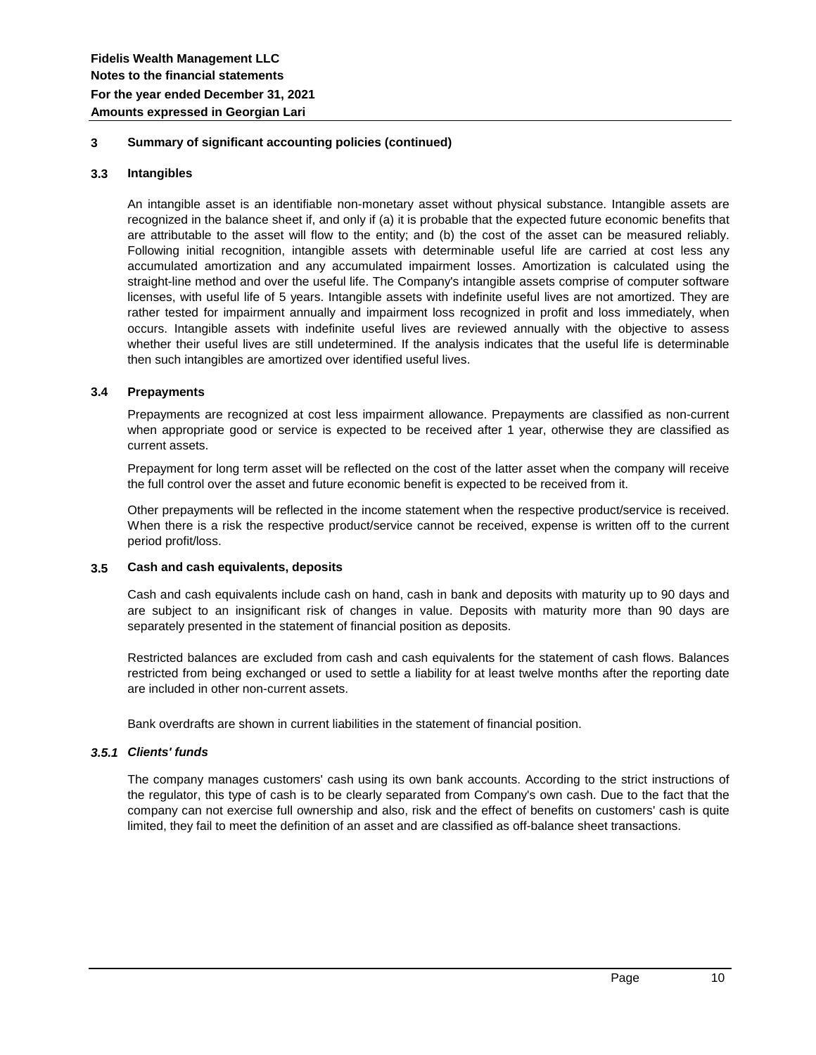## 3 Summary of significant accounting policies (continued)

### 3.3 Intangibles

An intangible asset is an identifiable non-monetary asset without physical substance. Intangible assets are recognized in the balance sheet if, and only if (a) it is probable that the expected future economic benefits that are attributable to the asset will flow to the entity; and (b) the cost of the asset can be measured reliably. Following initial recognition, intangible assets with determinable useful life are carried at cost less any accumulated amortization and any accumulated impairment losses. Amortization is calculated using the straight-line method and over the useful life. The Company's intangible assets comprise of computer software licenses, with useful life of 5 years. Intangible assets with indefinite useful lives are not amortized. They are rather tested for impairment annually and impairment loss recognized in profit and loss immediately, when occurs. Intangible assets with indefinite useful lives are reviewed annually with the objective to assess whether their useful lives are still undetermined. If the analysis indicates that the useful life is determinable then such intangibles are amortized over identified useful lives.

### 3.4 Prepayments

Prepayments are recognized at cost less impairment allowance. Prepayments are classified as non-current when appropriate good or service is expected to be received after 1 year, otherwise they are classified as current assets.

Prepayment for long term asset will be reflected on the cost of the latter asset when the company will receive the full control over the asset and future economic benefit is expected to be received from it.

Other prepayments will be reflected in the income statement when the respective product/service is received. When there is a risk the respective product/service cannot be received, expense is written off to the current period profit/loss.

### 3.5 Cash and cash equivalents, deposits

Cash and cash equivalents include cash on hand, cash in bank and deposits with maturity up to 90 days and are subject to an insignificant risk of changes in value. Deposits with maturity more than 90 days are separately presented in the statement of financial position as deposits.

Restricted balances are excluded from cash and cash equivalents for the statement of cash flows. Balances restricted from being exchanged or used to settle a liability for at least twelve months after the reporting date are included in other non-current assets.

Bank overdrafts are shown in current liabilities in the statement of financial position.

#### *3.5.1 Clients' funds*

The company manages customers' cash using its own bank accounts. According to the strict instructions of the regulator, this type of cash is to be clearly separated from Company's own cash. Due to the fact that the company can not exercise full ownership and also, risk and the effect of benefits on customers' cash is quite limited, they fail to meet the definition of an asset and are classified as off-balance sheet transactions.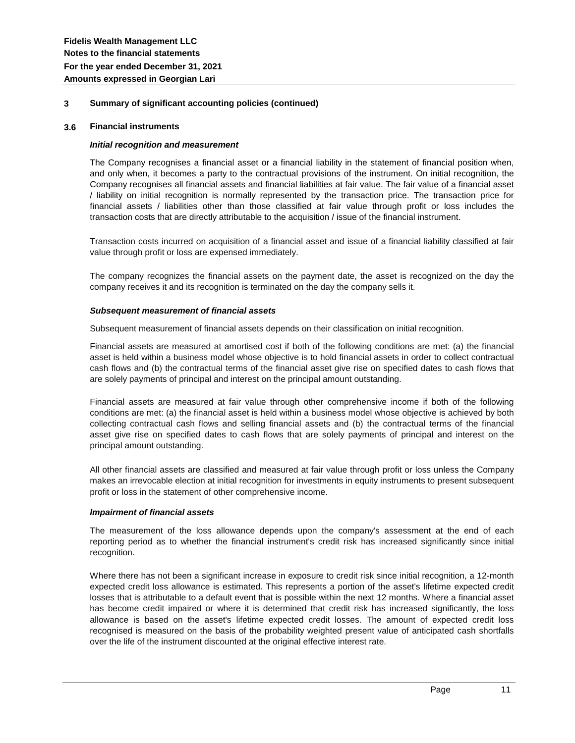## 3 Summary of significant accounting policies (continued)

### 3.6 Financial instruments

***Initial recognition and measurement***

The Company recognises a financial asset or a financial liability in the statement of financial position when, and only when, it becomes a party to the contractual provisions of the instrument. On initial recognition, the Company recognises all financial assets and financial liabilities at fair value. The fair value of a financial asset / liability on initial recognition is normally represented by the transaction price. The transaction price for financial assets / liabilities other than those classified at fair value through profit or loss includes the transaction costs that are directly attributable to the acquisition / issue of the financial instrument.

Transaction costs incurred on acquisition of a financial asset and issue of a financial liability classified at fair value through profit or loss are expensed immediately.

The company recognizes the financial assets on the payment date, the asset is recognized on the day the company receives it and its recognition is terminated on the day the company sells it.

***Subsequent measurement of financial assets***

Subsequent measurement of financial assets depends on their classification on initial recognition.

Financial assets are measured at amortised cost if both of the following conditions are met: (a) the financial asset is held within a business model whose objective is to hold financial assets in order to collect contractual cash flows and (b) the contractual terms of the financial asset give rise on specified dates to cash flows that are solely payments of principal and interest on the principal amount outstanding.

Financial assets are measured at fair value through other comprehensive income if both of the following conditions are met: (a) the financial asset is held within a business model whose objective is achieved by both collecting contractual cash flows and selling financial assets and (b) the contractual terms of the financial asset give rise on specified dates to cash flows that are solely payments of principal and interest on the principal amount outstanding.

All other financial assets are classified and measured at fair value through profit or loss unless the Company makes an irrevocable election at initial recognition for investments in equity instruments to present subsequent profit or loss in the statement of other comprehensive income.

***Impairment of financial assets***

The measurement of the loss allowance depends upon the company's assessment at the end of each reporting period as to whether the financial instrument's credit risk has increased significantly since initial recognition.

Where there has not been a significant increase in exposure to credit risk since initial recognition, a 12-month expected credit loss allowance is estimated. This represents a portion of the asset's lifetime expected credit losses that is attributable to a default event that is possible within the next 12 months. Where a financial asset has become credit impaired or where it is determined that credit risk has increased significantly, the loss allowance is based on the asset's lifetime expected credit losses. The amount of expected credit loss recognised is measured on the basis of the probability weighted present value of anticipated cash shortfalls over the life of the instrument discounted at the original effective interest rate.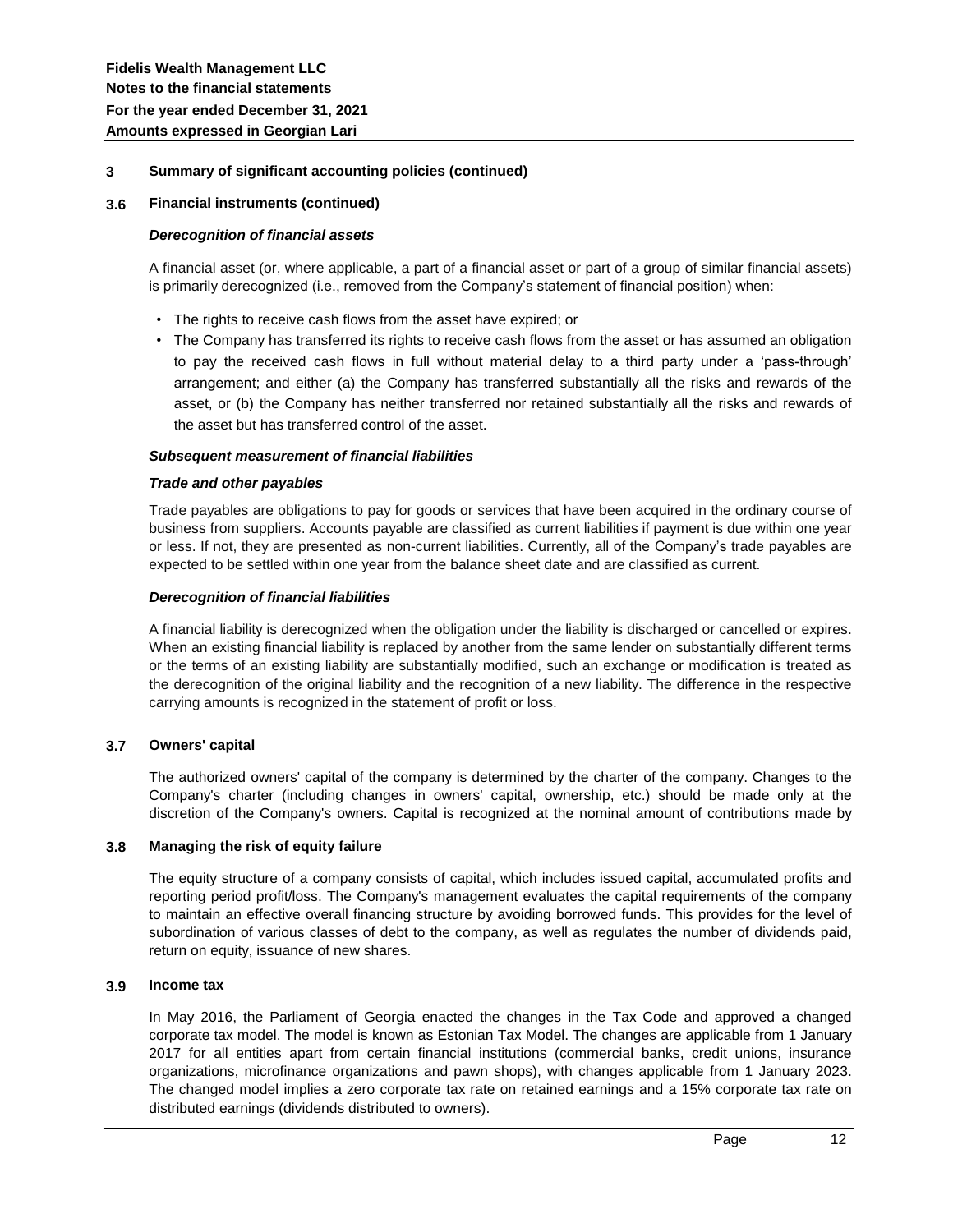## 3 Summary of significant accounting policies (continued)

### 3.6 Financial instruments (continued)

***Derecognition of financial assets***

A financial asset (or, where applicable, a part of a financial asset or part of a group of similar financial assets) is primarily derecognized (i.e., removed from the Company's statement of financial position) when:

- The rights to receive cash flows from the asset have expired; or
- The Company has transferred its rights to receive cash flows from the asset or has assumed an obligation to pay the received cash flows in full without material delay to a third party under a 'pass-through' arrangement; and either (a) the Company has transferred substantially all the risks and rewards of the asset, or (b) the Company has neither transferred nor retained substantially all the risks and rewards of the asset but has transferred control of the asset.

***Subsequent measurement of financial liabilities***

***Trade and other payables***

Trade payables are obligations to pay for goods or services that have been acquired in the ordinary course of business from suppliers. Accounts payable are classified as current liabilities if payment is due within one year or less. If not, they are presented as non-current liabilities. Currently, all of the Company's trade payables are expected to be settled within one year from the balance sheet date and are classified as current.

***Derecognition of financial liabilities***

A financial liability is derecognized when the obligation under the liability is discharged or cancelled or expires. When an existing financial liability is replaced by another from the same lender on substantially different terms or the terms of an existing liability are substantially modified, such an exchange or modification is treated as the derecognition of the original liability and the recognition of a new liability. The difference in the respective carrying amounts is recognized in the statement of profit or loss.

### 3.7 Owners' capital

The authorized owners' capital of the company is determined by the charter of the company. Changes to the Company's charter (including changes in owners' capital, ownership, etc.) should be made only at the discretion of the Company's owners. Capital is recognized at the nominal amount of contributions made by

### 3.8 Managing the risk of equity failure

The equity structure of a company consists of capital, which includes issued capital, accumulated profits and reporting period profit/loss. The Company's management evaluates the capital requirements of the company to maintain an effective overall financing structure by avoiding borrowed funds. This provides for the level of subordination of various classes of debt to the company, as well as regulates the number of dividends paid, return on equity, issuance of new shares.

### 3.9 Income tax

In May 2016, the Parliament of Georgia enacted the changes in the Tax Code and approved a changed corporate tax model. The model is known as Estonian Tax Model. The changes are applicable from 1 January 2017 for all entities apart from certain financial institutions (commercial banks, credit unions, insurance organizations, microfinance organizations and pawn shops), with changes applicable from 1 January 2023. The changed model implies a zero corporate tax rate on retained earnings and a 15% corporate tax rate on distributed earnings (dividends distributed to owners).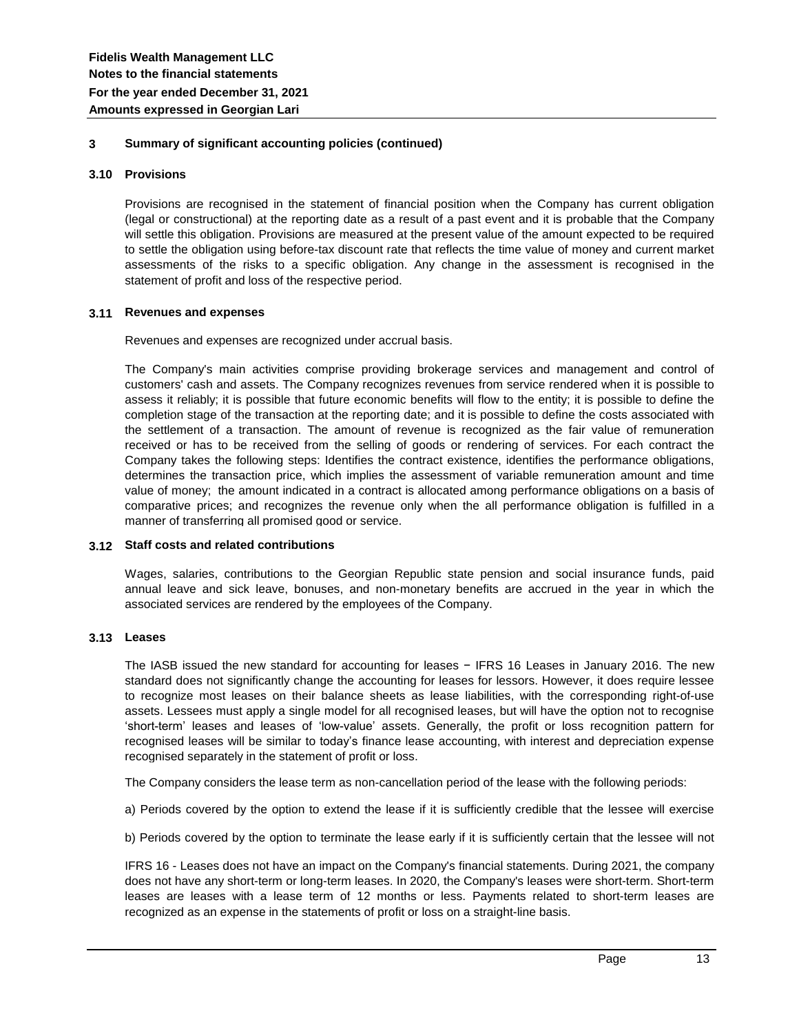## 3 Summary of significant accounting policies (continued)

### 3.10 Provisions

Provisions are recognised in the statement of financial position when the Company has current obligation (legal or constructional) at the reporting date as a result of a past event and it is probable that the Company will settle this obligation. Provisions are measured at the present value of the amount expected to be required to settle the obligation using before-tax discount rate that reflects the time value of money and current market assessments of the risks to a specific obligation. Any change in the assessment is recognised in the statement of profit and loss of the respective period.

### 3.11 Revenues and expenses

Revenues and expenses are recognized under accrual basis.

The Company's main activities comprise providing brokerage services and management and control of customers' cash and assets. The Company recognizes revenues from service rendered when it is possible to assess it reliably; it is possible that future economic benefits will flow to the entity; it is possible to define the completion stage of the transaction at the reporting date; and it is possible to define the costs associated with the settlement of a transaction. The amount of revenue is recognized as the fair value of remuneration received or has to be received from the selling of goods or rendering of services. For each contract the Company takes the following steps: Identifies the contract existence, identifies the performance obligations, determines the transaction price, which implies the assessment of variable remuneration amount and time value of money; the amount indicated in a contract is allocated among performance obligations on a basis of comparative prices; and recognizes the revenue only when the all performance obligation is fulfilled in a manner of transferring all promised good or service.

### 3.12 Staff costs and related contributions

Wages, salaries, contributions to the Georgian Republic state pension and social insurance funds, paid annual leave and sick leave, bonuses, and non-monetary benefits are accrued in the year in which the associated services are rendered by the employees of the Company.

### 3.13 Leases

The IASB issued the new standard for accounting for leases − IFRS 16 Leases in January 2016. The new standard does not significantly change the accounting for leases for lessors. However, it does require lessee to recognize most leases on their balance sheets as lease liabilities, with the corresponding right-of-use assets. Lessees must apply a single model for all recognised leases, but will have the option not to recognise 'short-term' leases and leases of 'low-value' assets. Generally, the profit or loss recognition pattern for recognised leases will be similar to today's finance lease accounting, with interest and depreciation expense recognised separately in the statement of profit or loss.

The Company considers the lease term as non-cancellation period of the lease with the following periods:

a) Periods covered by the option to extend the lease if it is sufficiently credible that the lessee will exercise

b) Periods covered by the option to terminate the lease early if it is sufficiently certain that the lessee will not

IFRS 16 - Leases does not have an impact on the Company's financial statements. During 2021, the company does not have any short-term or long-term leases. In 2020, the Company's leases were short-term. Short-term leases are leases with a lease term of 12 months or less. Payments related to short-term leases are recognized as an expense in the statements of profit or loss on a straight-line basis.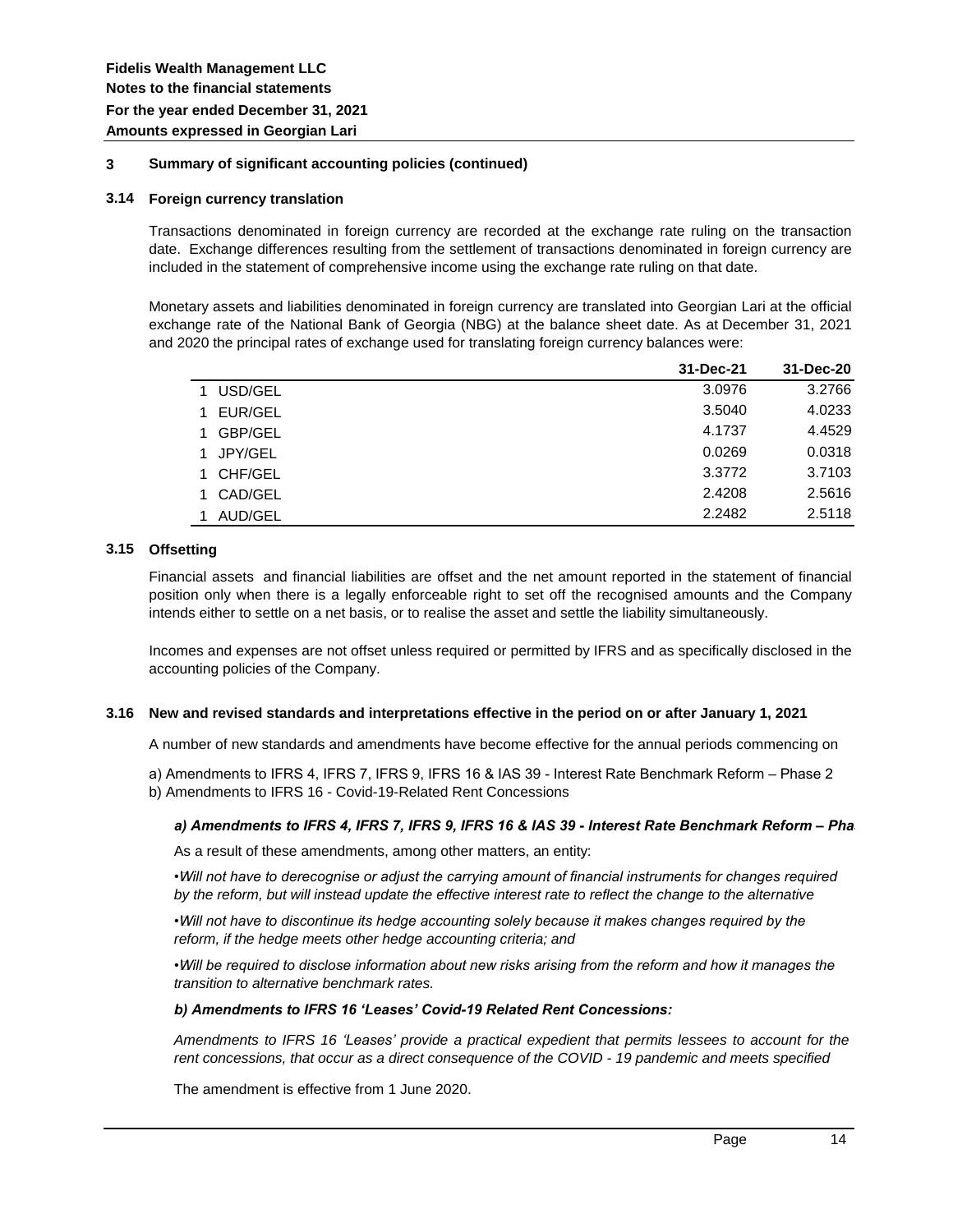**Fidelis Wealth Management LLC**
**Notes to the financial statements**
**For the year ended December 31, 2021**
**Amounts expressed in Georgian Lari**

## 3 Summary of significant accounting policies (continued)

### 3.14 Foreign currency translation

Transactions denominated in foreign currency are recorded at the exchange rate ruling on the transaction date. Exchange differences resulting from the settlement of transactions denominated in foreign currency are included in the statement of comprehensive income using the exchange rate ruling on that date.

Monetary assets and liabilities denominated in foreign currency are translated into Georgian Lari at the official exchange rate of the National Bank of Georgia (NBG) at the balance sheet date. As at December 31, 2021 and 2020 the principal rates of exchange used for translating foreign currency balances were:

| | | 31-Dec-21 | 31-Dec-20 |
|---|---|---|---|
| 1 | USD/GEL | 3.0976 | 3.2766 |
| 1 | EUR/GEL | 3.5040 | 4.0233 |
| 1 | GBP/GEL | 4.1737 | 4.4529 |
| 1 | JPY/GEL | 0.0269 | 0.0318 |
| 1 | CHF/GEL | 3.3772 | 3.7103 |
| 1 | CAD/GEL | 2.4208 | 2.5616 |
| 1 | AUD/GEL | 2.2482 | 2.5118 |

### 3.15 Offsetting

Financial assets and financial liabilities are offset and the net amount reported in the statement of financial position only when there is a legally enforceable right to set off the recognised amounts and the Company intends either to settle on a net basis, or to realise the asset and settle the liability simultaneously.

Incomes and expenses are not offset unless required or permitted by IFRS and as specifically disclosed in the accounting policies of the Company.

### 3.16 New and revised standards and interpretations effective in the period on or after January 1, 2021

A number of new standards and amendments have become effective for the annual periods commencing on

a) Amendments to IFRS 4, IFRS 7, IFRS 9, IFRS 16 & IAS 39 - Interest Rate Benchmark Reform – Phase 2
b) Amendments to IFRS 16 - Covid-19-Related Rent Concessions

***a) Amendments to IFRS 4, IFRS 7, IFRS 9, IFRS 16 & IAS 39 - Interest Rate Benchmark Reform – Pha***

As a result of these amendments, among other matters, an entity:

•*Will not have to derecognise or adjust the carrying amount of financial instruments for changes required by the reform, but will instead update the effective interest rate to reflect the change to the alternative*

•*Will not have to discontinue its hedge accounting solely because it makes changes required by the reform, if the hedge meets other hedge accounting criteria; and*

•*Will be required to disclose information about new risks arising from the reform and how it manages the transition to alternative benchmark rates.*

***b) Amendments to IFRS 16 'Leases' Covid-19 Related Rent Concessions:***

*Amendments to IFRS 16 'Leases' provide a practical expedient that permits lessees to account for the rent concessions, that occur as a direct consequence of the COVID - 19 pandemic and meets specified*

The amendment is effective from 1 June 2020.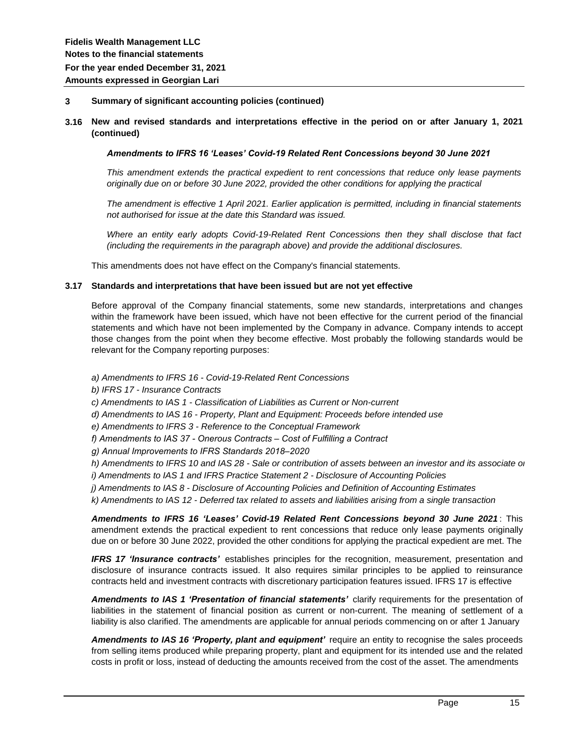## 3 Summary of significant accounting policies (continued)

### 3.16 New and revised standards and interpretations effective in the period on or after January 1, 2021 (continued)

***Amendments to IFRS 16 'Leases' Covid-19 Related Rent Concessions beyond 30 June 2021***

*This amendment extends the practical expedient to rent concessions that reduce only lease payments originally due on or before 30 June 2022, provided the other conditions for applying the practical*

*The amendment is effective 1 April 2021. Earlier application is permitted, including in financial statements not authorised for issue at the date this Standard was issued.*

*Where an entity early adopts Covid-19-Related Rent Concessions then they shall disclose that fact (including the requirements in the paragraph above) and provide the additional disclosures.*

This amendments does not have effect on the Company's financial statements.

### 3.17 Standards and interpretations that have been issued but are not yet effective

Before approval of the Company financial statements, some new standards, interpretations and changes within the framework have been issued, which have not been effective for the current period of the financial statements and which have not been implemented by the Company in advance. Company intends to accept those changes from the point when they become effective. Most probably the following standards would be relevant for the Company reporting purposes:

*a) Amendments to IFRS 16 - Covid-19-Related Rent Concessions*
*b) IFRS 17 - Insurance Contracts*
*c) Amendments to IAS 1 - Classification of Liabilities as Current or Non-current*
*d) Amendments to IAS 16 - Property, Plant and Equipment: Proceeds before intended use*
*e) Amendments to IFRS 3 - Reference to the Conceptual Framework*
*f) Amendments to IAS 37 - Onerous Contracts – Cost of Fulfilling a Contract*
*g) Annual Improvements to IFRS Standards 2018–2020*
*h) Amendments to IFRS 10 and IAS 28 - Sale or contribution of assets between an investor and its associate or*
*i) Amendments to IAS 1 and IFRS Practice Statement 2 - Disclosure of Accounting Policies*
*j) Amendments to IAS 8 - Disclosure of Accounting Policies and Definition of Accounting Estimates*
*k) Amendments to IAS 12 - Deferred tax related to assets and liabilities arising from a single transaction*

***Amendments to IFRS 16 'Leases' Covid-19 Related Rent Concessions beyond 30 June 2021***: This amendment extends the practical expedient to rent concessions that reduce only lease payments originally due on or before 30 June 2022, provided the other conditions for applying the practical expedient are met. The

***IFRS 17 'Insurance contracts'*** establishes principles for the recognition, measurement, presentation and disclosure of insurance contracts issued. It also requires similar principles to be applied to reinsurance contracts held and investment contracts with discretionary participation features issued. IFRS 17 is effective

***Amendments to IAS 1 'Presentation of financial statements'*** clarify requirements for the presentation of liabilities in the statement of financial position as current or non-current. The meaning of settlement of a liability is also clarified. The amendments are applicable for annual periods commencing on or after 1 January

***Amendments to IAS 16 'Property, plant and equipment'*** require an entity to recognise the sales proceeds from selling items produced while preparing property, plant and equipment for its intended use and the related costs in profit or loss, instead of deducting the amounts received from the cost of the asset. The amendments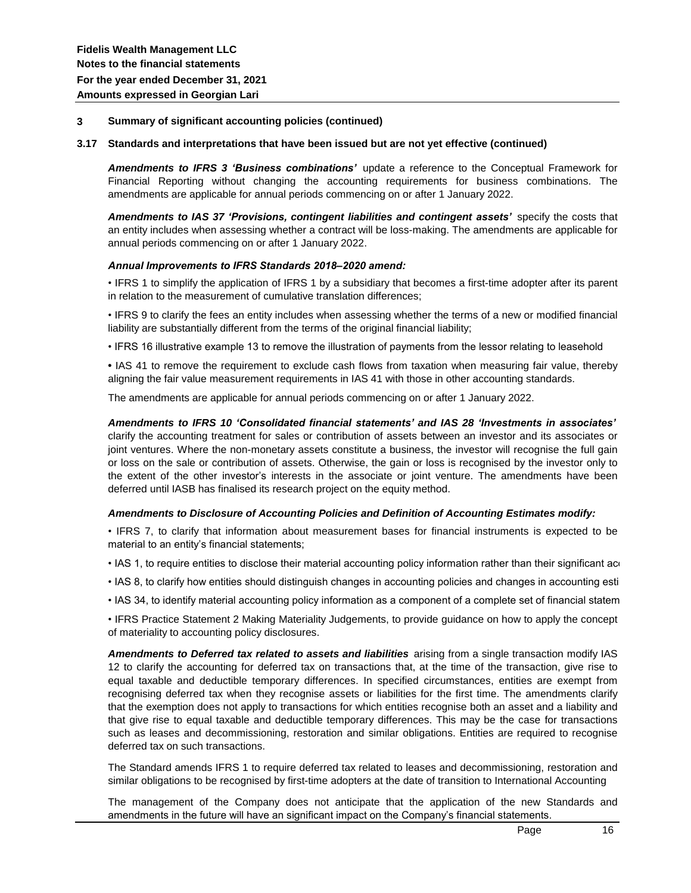**Fidelis Wealth Management LLC**
**Notes to the financial statements**
**For the year ended December 31, 2021**
**Amounts expressed in Georgian Lari**

### 3 Summary of significant accounting policies (continued)

#### 3.17 Standards and interpretations that have been issued but are not yet effective (continued)

***Amendments to IFRS 3 'Business combinations'*** update a reference to the Conceptual Framework for Financial Reporting without changing the accounting requirements for business combinations. The amendments are applicable for annual periods commencing on or after 1 January 2022.

***Amendments to IAS 37 'Provisions, contingent liabilities and contingent assets'*** specify the costs that an entity includes when assessing whether a contract will be loss-making. The amendments are applicable for annual periods commencing on or after 1 January 2022.

***Annual Improvements to IFRS Standards 2018–2020 amend:***

• IFRS 1 to simplify the application of IFRS 1 by a subsidiary that becomes a first-time adopter after its parent in relation to the measurement of cumulative translation differences;

• IFRS 9 to clarify the fees an entity includes when assessing whether the terms of a new or modified financial liability are substantially different from the terms of the original financial liability;

• IFRS 16 illustrative example 13 to remove the illustration of payments from the lessor relating to leasehold

• IAS 41 to remove the requirement to exclude cash flows from taxation when measuring fair value, thereby aligning the fair value measurement requirements in IAS 41 with those in other accounting standards.

The amendments are applicable for annual periods commencing on or after 1 January 2022.

***Amendments to IFRS 10 'Consolidated financial statements' and IAS 28 'Investments in associates'*** clarify the accounting treatment for sales or contribution of assets between an investor and its associates or joint ventures. Where the non-monetary assets constitute a business, the investor will recognise the full gain or loss on the sale or contribution of assets. Otherwise, the gain or loss is recognised by the investor only to the extent of the other investor's interests in the associate or joint venture. The amendments have been deferred until IASB has finalised its research project on the equity method.

***Amendments to Disclosure of Accounting Policies and Definition of Accounting Estimates modify:***

• IFRS 7, to clarify that information about measurement bases for financial instruments is expected to be material to an entity's financial statements;

• IAS 1, to require entities to disclose their material accounting policy information rather than their significant ac

• IAS 8, to clarify how entities should distinguish changes in accounting policies and changes in accounting esti

• IAS 34, to identify material accounting policy information as a component of a complete set of financial statem

• IFRS Practice Statement 2 Making Materiality Judgements, to provide guidance on how to apply the concept of materiality to accounting policy disclosures.

***Amendments to Deferred tax related to assets and liabilities*** arising from a single transaction modify IAS 12 to clarify the accounting for deferred tax on transactions that, at the time of the transaction, give rise to equal taxable and deductible temporary differences. In specified circumstances, entities are exempt from recognising deferred tax when they recognise assets or liabilities for the first time. The amendments clarify that the exemption does not apply to transactions for which entities recognise both an asset and a liability and that give rise to equal taxable and deductible temporary differences. This may be the case for transactions such as leases and decommissioning, restoration and similar obligations. Entities are required to recognise deferred tax on such transactions.

The Standard amends IFRS 1 to require deferred tax related to leases and decommissioning, restoration and similar obligations to be recognised by first-time adopters at the date of transition to International Accounting

The management of the Company does not anticipate that the application of the new Standards and amendments in the future will have an significant impact on the Company's financial statements.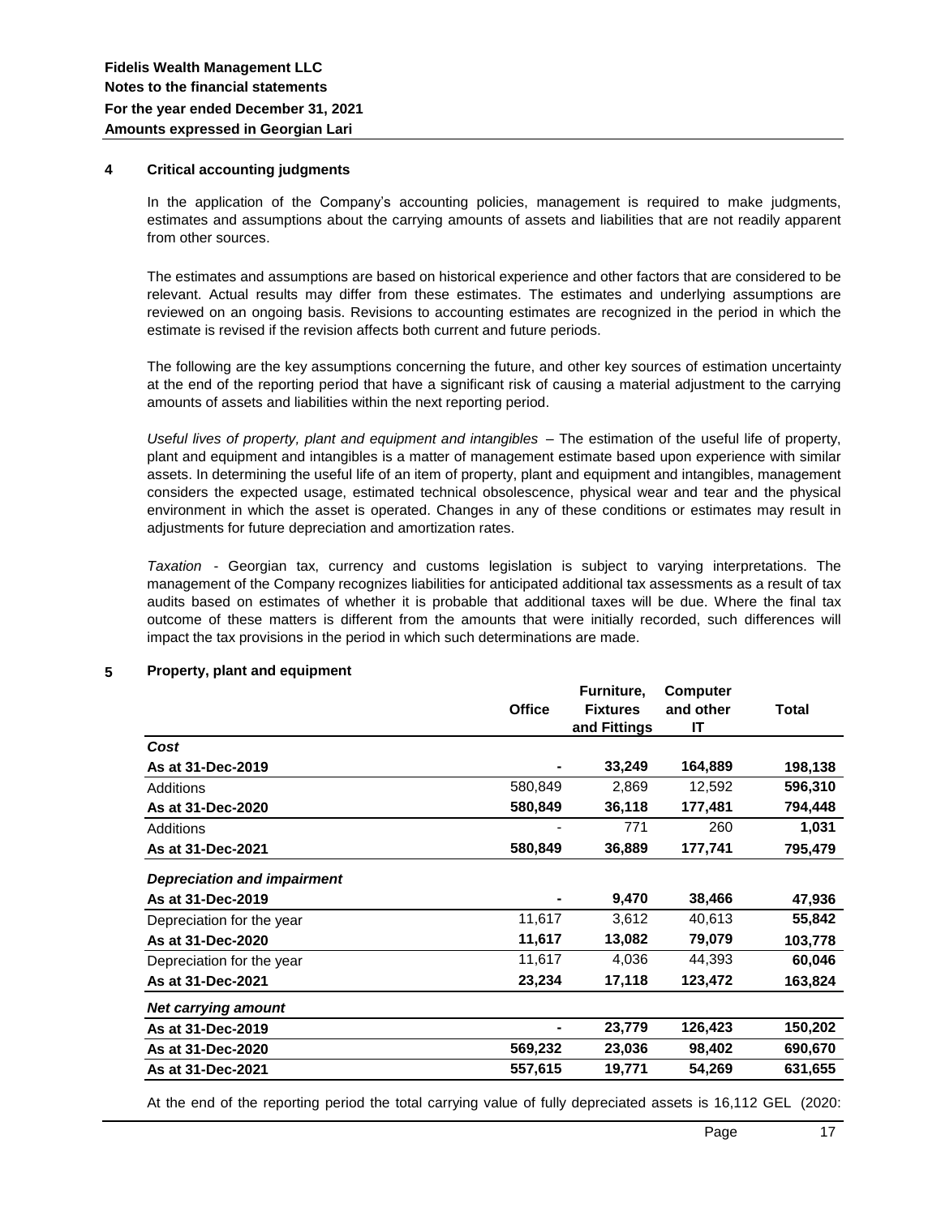## 4 Critical accounting judgments

In the application of the Company's accounting policies, management is required to make judgments, estimates and assumptions about the carrying amounts of assets and liabilities that are not readily apparent from other sources.

The estimates and assumptions are based on historical experience and other factors that are considered to be relevant. Actual results may differ from these estimates. The estimates and underlying assumptions are reviewed on an ongoing basis. Revisions to accounting estimates are recognized in the period in which the estimate is revised if the revision affects both current and future periods.

The following are the key assumptions concerning the future, and other key sources of estimation uncertainty at the end of the reporting period that have a significant risk of causing a material adjustment to the carrying amounts of assets and liabilities within the next reporting period.

*Useful lives of property, plant and equipment and intangibles* – The estimation of the useful life of property, plant and equipment and intangibles is a matter of management estimate based upon experience with similar assets. In determining the useful life of an item of property, plant and equipment and intangibles, management considers the expected usage, estimated technical obsolescence, physical wear and tear and the physical environment in which the asset is operated. Changes in any of these conditions or estimates may result in adjustments for future depreciation and amortization rates.

*Taxation* - Georgian tax, currency and customs legislation is subject to varying interpretations. The management of the Company recognizes liabilities for anticipated additional tax assessments as a result of tax audits based on estimates of whether it is probable that additional taxes will be due. Where the final tax outcome of these matters is different from the amounts that were initially recorded, such differences will impact the tax provisions in the period in which such determinations are made.

## 5 Property, plant and equipment

| | Office | Furniture, Fixtures and Fittings | Computer and other IT | Total |
|---|---|---|---|---|
| ***Cost*** | | | | |
| **As at 31-Dec-2019** | **-** | **33,249** | **164,889** | **198,138** |
| Additions | 580,849 | 2,869 | 12,592 | **596,310** |
| **As at 31-Dec-2020** | **580,849** | **36,118** | **177,481** | **794,448** |
| Additions | - | 771 | 260 | **1,031** |
| **As at 31-Dec-2021** | **580,849** | **36,889** | **177,741** | **795,479** |
| ***Depreciation and impairment*** | | | | |
| **As at 31-Dec-2019** | **-** | **9,470** | **38,466** | **47,936** |
| Depreciation for the year | 11,617 | 3,612 | 40,613 | **55,842** |
| **As at 31-Dec-2020** | **11,617** | **13,082** | **79,079** | **103,778** |
| Depreciation for the year | 11,617 | 4,036 | 44,393 | **60,046** |
| **As at 31-Dec-2021** | **23,234** | **17,118** | **123,472** | **163,824** |
| ***Net carrying amount*** | | | | |
| **As at 31-Dec-2019** | **-** | **23,779** | **126,423** | **150,202** |
| **As at 31-Dec-2020** | **569,232** | **23,036** | **98,402** | **690,670** |
| **As at 31-Dec-2021** | **557,615** | **19,771** | **54,269** | **631,655** |

At the end of the reporting period the total carrying value of fully depreciated assets is 16,112 GEL (2020: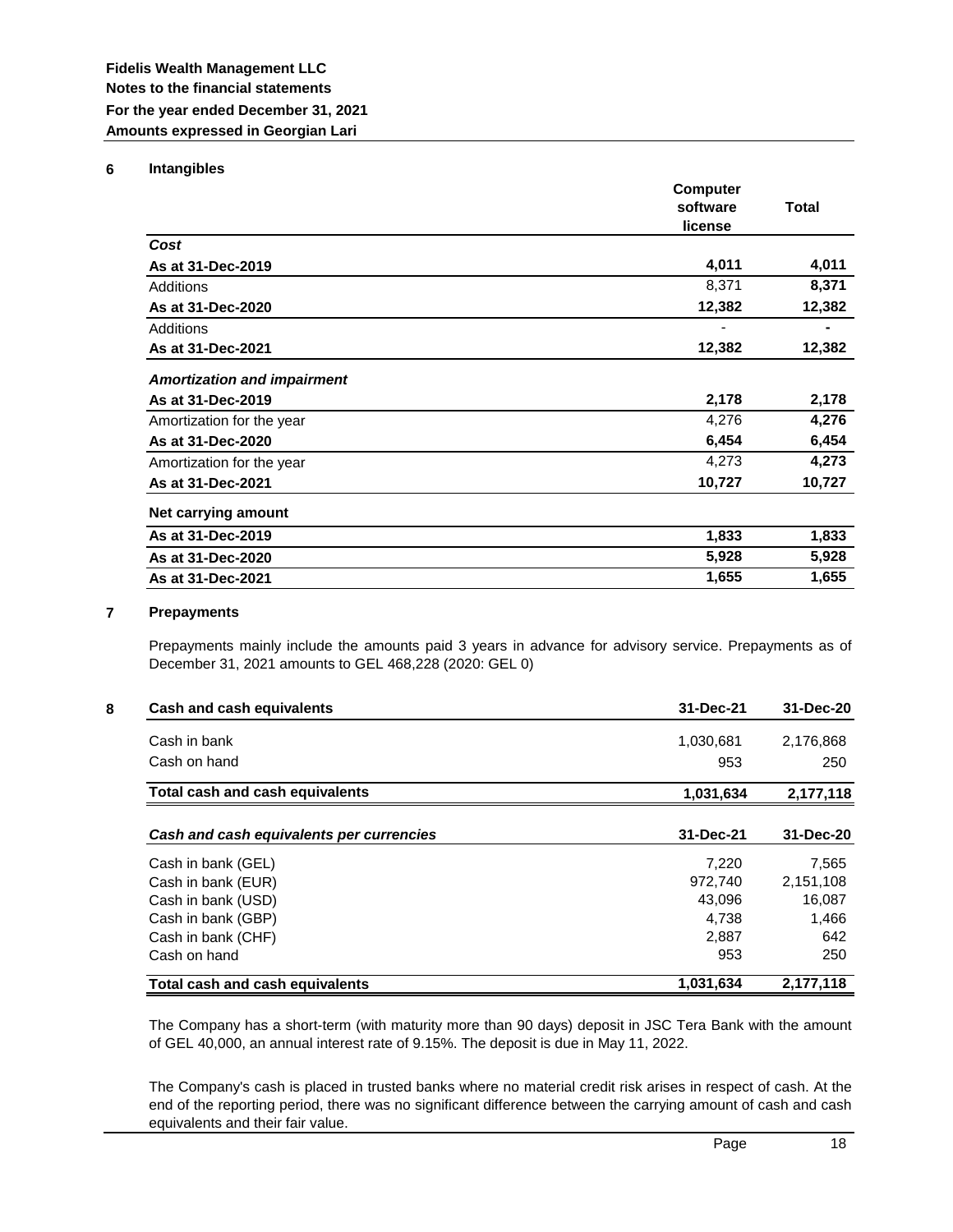**Fidelis Wealth Management LLC**
**Notes to the financial statements**
**For the year ended December 31, 2021**
**Amounts expressed in Georgian Lari**

## 6 Intangibles

| | Computer software license | Total |
|---|---|---|
| ***Cost*** | | |
| **As at 31-Dec-2019** | **4,011** | **4,011** |
| Additions | 8,371 | **8,371** |
| **As at 31-Dec-2020** | **12,382** | **12,382** |
| Additions | - | **-** |
| **As at 31-Dec-2021** | **12,382** | **12,382** |
| ***Amortization and impairment*** | | |
| **As at 31-Dec-2019** | **2,178** | **2,178** |
| Amortization for the year | 4,276 | **4,276** |
| **As at 31-Dec-2020** | **6,454** | **6,454** |
| Amortization for the year | 4,273 | **4,273** |
| **As at 31-Dec-2021** | **10,727** | **10,727** |
| **Net carrying amount** | | |
| **As at 31-Dec-2019** | **1,833** | **1,833** |
| **As at 31-Dec-2020** | **5,928** | **5,928** |
| **As at 31-Dec-2021** | **1,655** | **1,655** |

## 7 Prepayments

Prepayments mainly include the amounts paid 3 years in advance for advisory service. Prepayments as of December 31, 2021 amounts to GEL 468,228 (2020: GEL 0)

## 8 Cash and cash equivalents

| Cash and cash equivalents | 31-Dec-21 | 31-Dec-20 |
|---|---|---|
| Cash in bank | 1,030,681 | 2,176,868 |
| Cash on hand | 953 | 250 |
| **Total cash and cash equivalents** | **1,031,634** | **2,177,118** |

| *Cash and cash equivalents per currencies* | 31-Dec-21 | 31-Dec-20 |
|---|---|---|
| Cash in bank (GEL) | 7,220 | 7,565 |
| Cash in bank (EUR) | 972,740 | 2,151,108 |
| Cash in bank (USD) | 43,096 | 16,087 |
| Cash in bank (GBP) | 4,738 | 1,466 |
| Cash in bank (CHF) | 2,887 | 642 |
| Cash on hand | 953 | 250 |
| **Total cash and cash equivalents** | **1,031,634** | **2,177,118** |

The Company has a short-term (with maturity more than 90 days) deposit in JSC Tera Bank with the amount of GEL 40,000, an annual interest rate of 9.15%. The deposit is due in May 11, 2022.

The Company's cash is placed in trusted banks where no material credit risk arises in respect of cash. At the end of the reporting period, there was no significant difference between the carrying amount of cash and cash equivalents and their fair value.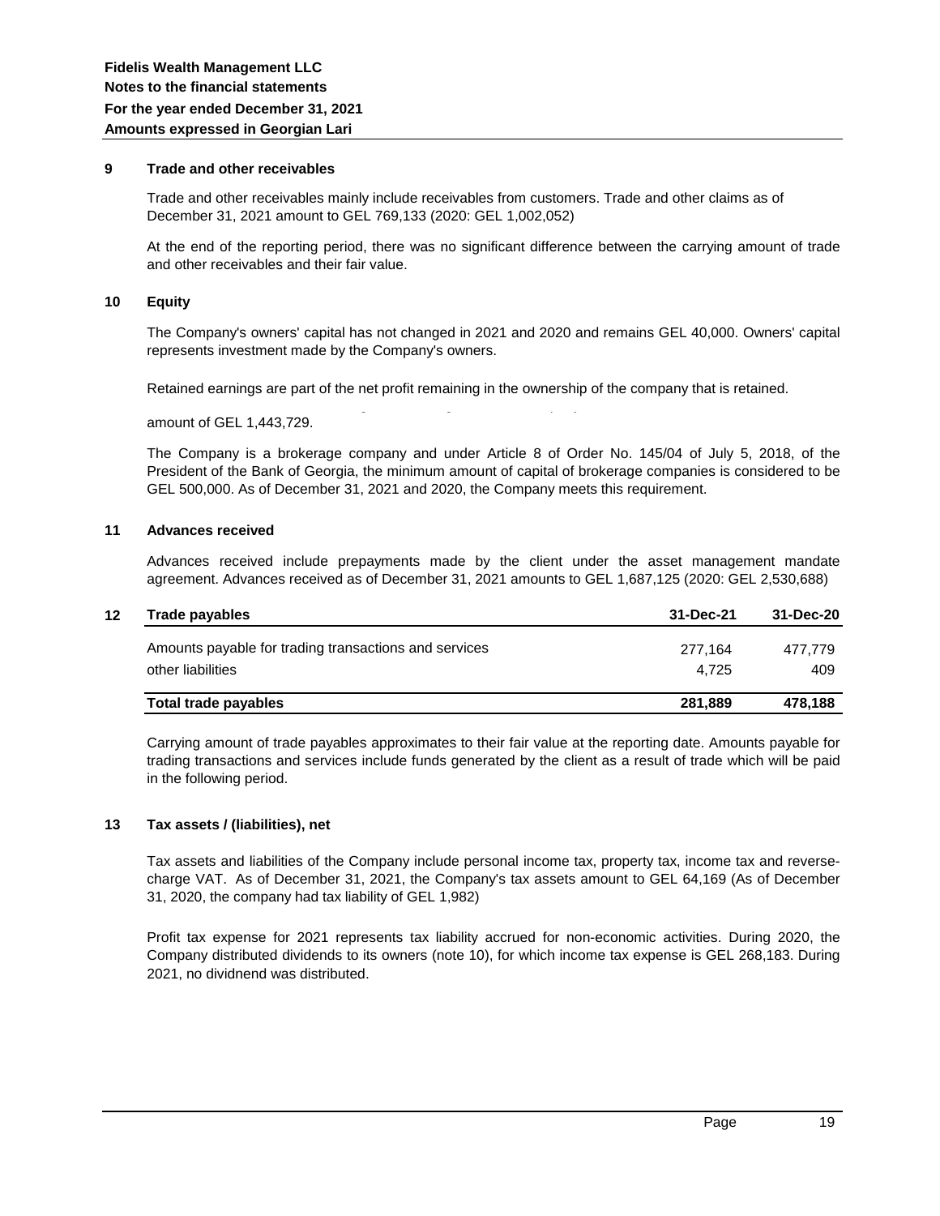## 9 Trade and other receivables

Trade and other receivables mainly include receivables from customers. Trade and other claims as of December 31, 2021 amount to GEL 769,133 (2020: GEL 1,002,052)

At the end of the reporting period, there was no significant difference between the carrying amount of trade and other receivables and their fair value.

## 10 Equity

The Company's owners' capital has not changed in 2021 and 2020 and remains GEL 40,000. Owners' capital represents investment made by the Company's owners.

Retained earnings are part of the net profit remaining in the ownership of the company that is retained.

amount of GEL 1,443,729.

The Company is a brokerage company and under Article 8 of Order No. 145/04 of July 5, 2018, of the President of the Bank of Georgia, the minimum amount of capital of brokerage companies is considered to be GEL 500,000. As of December 31, 2021 and 2020, the Company meets this requirement.

## 11 Advances received

Advances received include prepayments made by the client under the asset management mandate agreement. Advances received as of December 31, 2021 amounts to GEL 1,687,125 (2020: GEL 2,530,688)

## 12 Trade payables

| Trade payables | 31-Dec-21 | 31-Dec-20 |
|---|---|---|
| Amounts payable for trading transactions and services | 277,164 | 477,779 |
| other liabilities | 4,725 | 409 |
| **Total trade payables** | **281,889** | **478,188** |

Carrying amount of trade payables approximates to their fair value at the reporting date. Amounts payable for trading transactions and services include funds generated by the client as a result of trade which will be paid in the following period.

## 13 Tax assets / (liabilities), net

Tax assets and liabilities of the Company include personal income tax, property tax, income tax and reverse-charge VAT. As of December 31, 2021, the Company's tax assets amount to GEL 64,169 (As of December 31, 2020, the company had tax liability of GEL 1,982)

Profit tax expense for 2021 represents tax liability accrued for non-economic activities. During 2020, the Company distributed dividends to its owners (note 10), for which income tax expense is GEL 268,183. During 2021, no dividnend was distributed.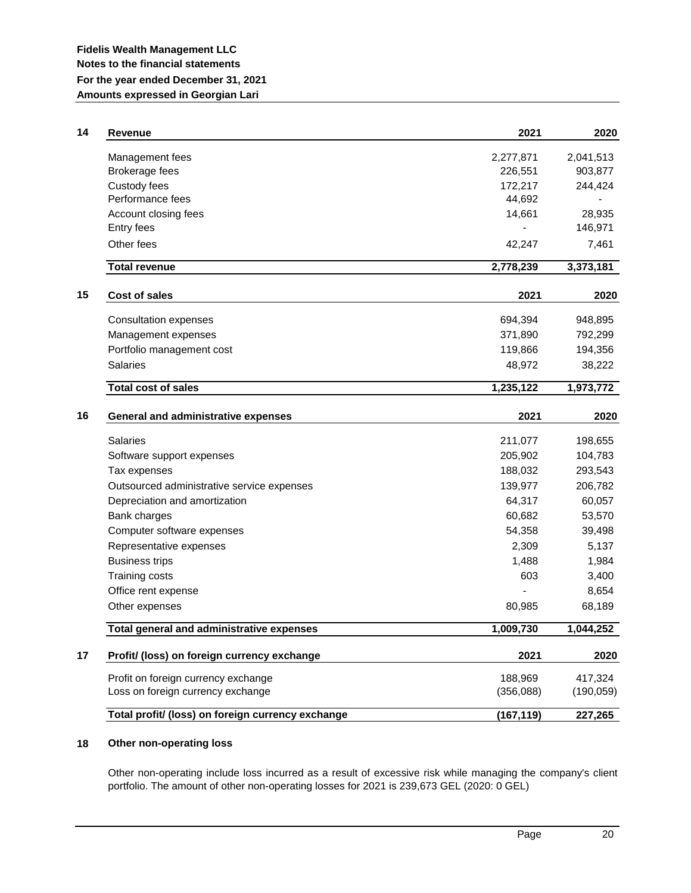**Fidelis Wealth Management LLC**
**Notes to the financial statements**
**For the year ended December 31, 2021**
**Amounts expressed in Georgian Lari**

## 14 Revenue

| Revenue | 2021 | 2020 |
|---|---|---|
| Management fees | 2,277,871 | 2,041,513 |
| Brokerage fees | 226,551 | 903,877 |
| Custody fees | 172,217 | 244,424 |
| Performance fees | 44,692 | - |
| Account closing fees | 14,661 | 28,935 |
| Entry fees | - | 146,971 |
| Other fees | 42,247 | 7,461 |
| **Total revenue** | **2,778,239** | **3,373,181** |

## 15 Cost of sales

| Cost of sales | 2021 | 2020 |
|---|---|---|
| Consultation expenses | 694,394 | 948,895 |
| Management expenses | 371,890 | 792,299 |
| Portfolio management cost | 119,866 | 194,356 |
| Salaries | 48,972 | 38,222 |
| **Total cost of sales** | **1,235,122** | **1,973,772** |

## 16 General and administrative expenses

| General and administrative expenses | 2021 | 2020 |
|---|---|---|
| Salaries | 211,077 | 198,655 |
| Software support expenses | 205,902 | 104,783 |
| Tax expenses | 188,032 | 293,543 |
| Outsourced administrative service expenses | 139,977 | 206,782 |
| Depreciation and amortization | 64,317 | 60,057 |
| Bank charges | 60,682 | 53,570 |
| Computer software expenses | 54,358 | 39,498 |
| Representative expenses | 2,309 | 5,137 |
| Business trips | 1,488 | 1,984 |
| Training costs | 603 | 3,400 |
| Office rent expense | - | 8,654 |
| Other expenses | 80,985 | 68,189 |
| **Total general and administrative expenses** | **1,009,730** | **1,044,252** |

## 17 Profit/ (loss) on foreign currency exchange

| Profit/ (loss) on foreign currency exchange | 2021 | 2020 |
|---|---|---|
| Profit on foreign currency exchange | 188,969 | 417,324 |
| Loss on foreign currency exchange | (356,088) | (190,059) |
| **Total profit/ (loss) on foreign currency exchange** | **(167,119)** | **227,265** |

## 18 Other non-operating loss

Other non-operating include loss incurred as a result of excessive risk while managing the company's client portfolio. The amount of other non-operating losses for 2021 is 239,673 GEL (2020: 0 GEL)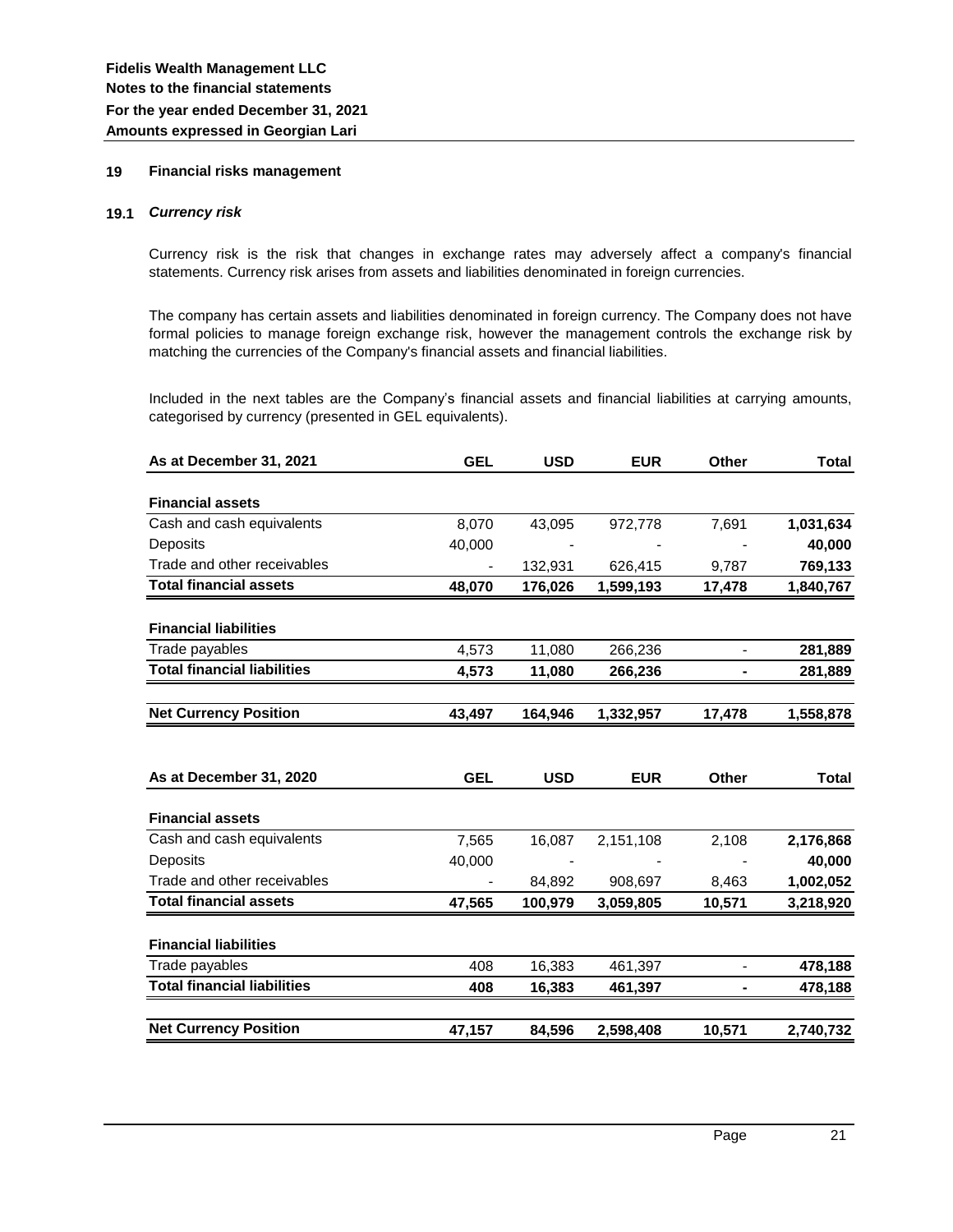## 19 Financial risks management

### 19.1 *Currency risk*

Currency risk is the risk that changes in exchange rates may adversely affect a company's financial statements. Currency risk arises from assets and liabilities denominated in foreign currencies.

The company has certain assets and liabilities denominated in foreign currency. The Company does not have formal policies to manage foreign exchange risk, however the management controls the exchange risk by matching the currencies of the Company's financial assets and financial liabilities.

Included in the next tables are the Company's financial assets and financial liabilities at carrying amounts, categorised by currency (presented in GEL equivalents).

| As at December 31, 2021 | GEL | USD | EUR | Other | Total |
|---|---|---|---|---|---|
| **Financial assets** | | | | | |
| Cash and cash equivalents | 8,070 | 43,095 | 972,778 | 7,691 | **1,031,634** |
| Deposits | 40,000 | - | - | - | **40,000** |
| Trade and other receivables | - | 132,931 | 626,415 | 9,787 | **769,133** |
| **Total financial assets** | **48,070** | **176,026** | **1,599,193** | **17,478** | **1,840,767** |
| **Financial liabilities** | | | | | |
| Trade payables | 4,573 | 11,080 | 266,236 | - | **281,889** |
| **Total financial liabilities** | **4,573** | **11,080** | **266,236** | **-** | **281,889** |
| **Net Currency Position** | **43,497** | **164,946** | **1,332,957** | **17,478** | **1,558,878** |

| As at December 31, 2020 | GEL | USD | EUR | Other | Total |
|---|---|---|---|---|---|
| **Financial assets** | | | | | |
| Cash and cash equivalents | 7,565 | 16,087 | 2,151,108 | 2,108 | **2,176,868** |
| Deposits | 40,000 | - | - | - | **40,000** |
| Trade and other receivables | - | 84,892 | 908,697 | 8,463 | **1,002,052** |
| **Total financial assets** | **47,565** | **100,979** | **3,059,805** | **10,571** | **3,218,920** |
| **Financial liabilities** | | | | | |
| Trade payables | 408 | 16,383 | 461,397 | - | **478,188** |
| **Total financial liabilities** | **408** | **16,383** | **461,397** | **-** | **478,188** |
| **Net Currency Position** | **47,157** | **84,596** | **2,598,408** | **10,571** | **2,740,732** |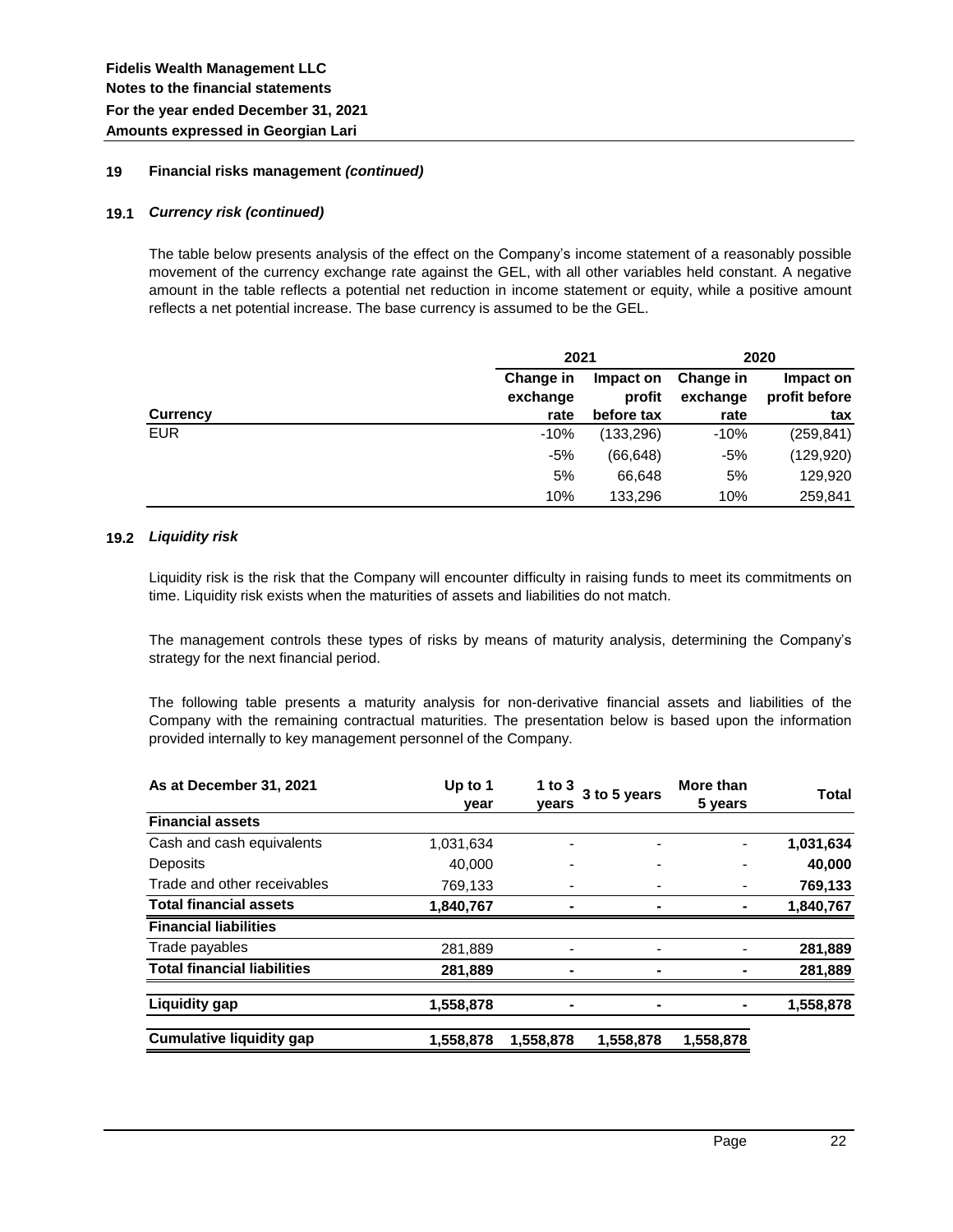## 19 Financial risks management *(continued)*

### 19.1 *Currency risk (continued)*

The table below presents analysis of the effect on the Company's income statement of a reasonably possible movement of the currency exchange rate against the GEL, with all other variables held constant. A negative amount in the table reflects a potential net reduction in income statement or equity, while a positive amount reflects a net potential increase. The base currency is assumed to be the GEL.

| | 2021 | | 2020 | |
|---|---|---|---|---|
| **Currency** | **Change in exchange rate** | **Impact on profit before tax** | **Change in exchange rate** | **Impact on profit before tax** |
| EUR | -10% | (133,296) | -10% | (259,841) |
| | -5% | (66,648) | -5% | (129,920) |
| | 5% | 66,648 | 5% | 129,920 |
| | 10% | 133,296 | 10% | 259,841 |

### 19.2 *Liquidity risk*

Liquidity risk is the risk that the Company will encounter difficulty in raising funds to meet its commitments on time. Liquidity risk exists when the maturities of assets and liabilities do not match.

The management controls these types of risks by means of maturity analysis, determining the Company's strategy for the next financial period.

The following table presents a maturity analysis for non-derivative financial assets and liabilities of the Company with the remaining contractual maturities. The presentation below is based upon the information provided internally to key management personnel of the Company.

| As at December 31, 2021 | Up to 1 year | 1 to 3 years | 3 to 5 years | More than 5 years | Total |
|---|---|---|---|---|---|
| **Financial assets** | | | | | |
| Cash and cash equivalents | 1,031,634 | - | - | - | **1,031,634** |
| Deposits | 40,000 | - | - | - | **40,000** |
| Trade and other receivables | 769,133 | - | - | - | **769,133** |
| **Total financial assets** | **1,840,767** | **-** | **-** | **-** | **1,840,767** |
| **Financial liabilities** | | | | | |
| Trade payables | 281,889 | - | - | - | **281,889** |
| **Total financial liabilities** | **281,889** | **-** | **-** | **-** | **281,889** |
| **Liquidity gap** | **1,558,878** | **-** | **-** | **-** | **1,558,878** |
| **Cumulative liquidity gap** | **1,558,878** | **1,558,878** | **1,558,878** | **1,558,878** | |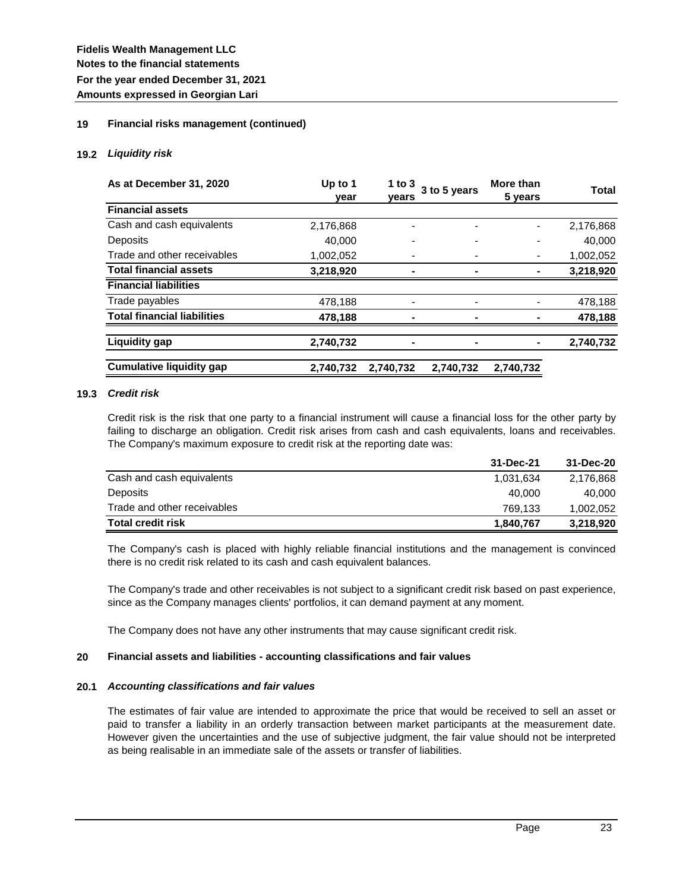## 19 Financial risks management (continued)

### 19.2 *Liquidity risk*

| As at December 31, 2020 | Up to 1 year | 1 to 3 years | 3 to 5 years | More than 5 years | Total |
|---|---|---|---|---|---|
| **Financial assets** | | | | | |
| Cash and cash equivalents | 2,176,868 | - | - | - | 2,176,868 |
| Deposits | 40,000 | - | - | - | 40,000 |
| Trade and other receivables | 1,002,052 | - | - | - | 1,002,052 |
| **Total financial assets** | **3,218,920** | **-** | **-** | **-** | **3,218,920** |
| **Financial liabilities** | | | | | |
| Trade payables | 478,188 | - | - | - | 478,188 |
| **Total financial liabilities** | **478,188** | **-** | **-** | **-** | **478,188** |
| **Liquidity gap** | **2,740,732** | **-** | **-** | **-** | **2,740,732** |
| **Cumulative liquidity gap** | **2,740,732** | **2,740,732** | **2,740,732** | **2,740,732** | |

### 19.3 *Credit risk*

Credit risk is the risk that one party to a financial instrument will cause a financial loss for the other party by failing to discharge an obligation. Credit risk arises from cash and cash equivalents, loans and receivables. The Company's maximum exposure to credit risk at the reporting date was:

| | 31-Dec-21 | 31-Dec-20 |
|---|---|---|
| Cash and cash equivalents | 1,031,634 | 2,176,868 |
| Deposits | 40,000 | 40,000 |
| Trade and other receivables | 769,133 | 1,002,052 |
| **Total credit risk** | **1,840,767** | **3,218,920** |

The Company's cash is placed with highly reliable financial institutions and the management is convinced there is no credit risk related to its cash and cash equivalent balances.

The Company's trade and other receivables is not subject to a significant credit risk based on past experience, since as the Company manages clients' portfolios, it can demand payment at any moment.

The Company does not have any other instruments that may cause significant credit risk.

## 20 Financial assets and liabilities - accounting classifications and fair values

### 20.1 *Accounting classifications and fair values*

The estimates of fair value are intended to approximate the price that would be received to sell an asset or paid to transfer a liability in an orderly transaction between market participants at the measurement date. However given the uncertainties and the use of subjective judgment, the fair value should not be interpreted as being realisable in an immediate sale of the assets or transfer of liabilities.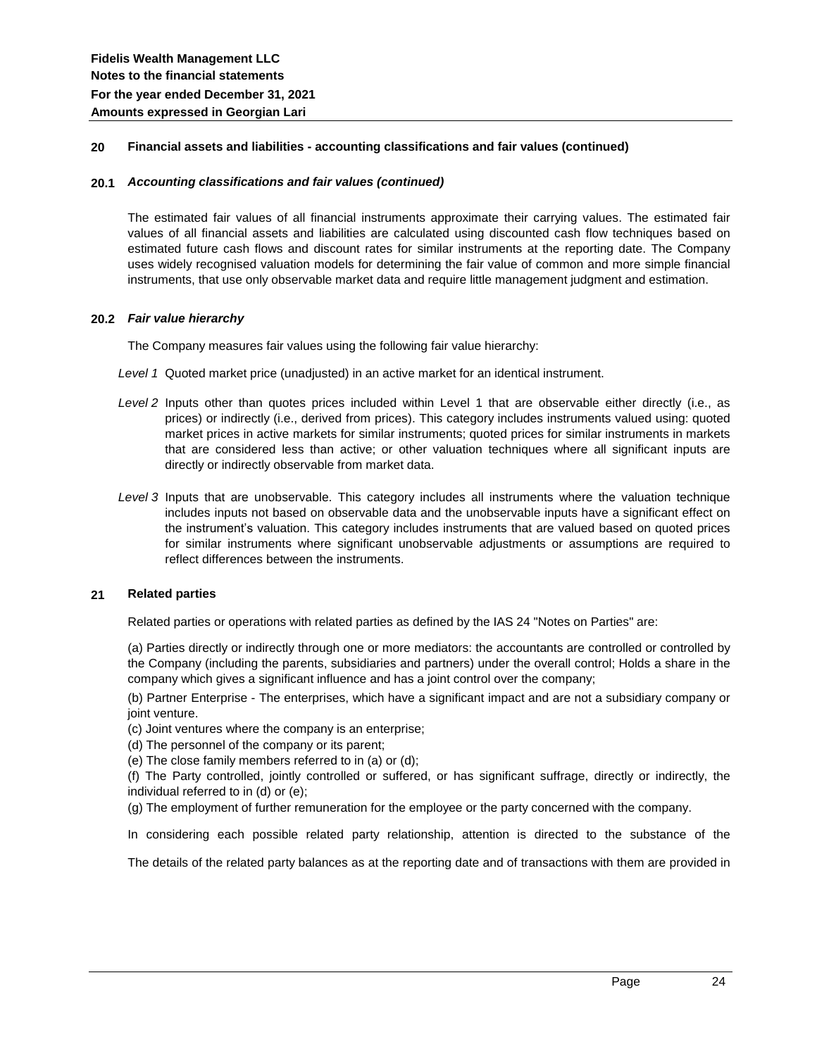## 20 Financial assets and liabilities - accounting classifications and fair values (continued)

### 20.1 *Accounting classifications and fair values (continued)*

The estimated fair values of all financial instruments approximate their carrying values. The estimated fair values of all financial assets and liabilities are calculated using discounted cash flow techniques based on estimated future cash flows and discount rates for similar instruments at the reporting date. The Company uses widely recognised valuation models for determining the fair value of common and more simple financial instruments, that use only observable market data and require little management judgment and estimation.

### 20.2 *Fair value hierarchy*

The Company measures fair values using the following fair value hierarchy:

*Level 1* Quoted market price (unadjusted) in an active market for an identical instrument.

*Level 2* Inputs other than quotes prices included within Level 1 that are observable either directly (i.e., as prices) or indirectly (i.e., derived from prices). This category includes instruments valued using: quoted market prices in active markets for similar instruments; quoted prices for similar instruments in markets that are considered less than active; or other valuation techniques where all significant inputs are directly or indirectly observable from market data.

*Level 3* Inputs that are unobservable. This category includes all instruments where the valuation technique includes inputs not based on observable data and the unobservable inputs have a significant effect on the instrument's valuation. This category includes instruments that are valued based on quoted prices for similar instruments where significant unobservable adjustments or assumptions are required to reflect differences between the instruments.

## 21 Related parties

Related parties or operations with related parties as defined by the IAS 24 "Notes on Parties" are:

(a) Parties directly or indirectly through one or more mediators: the accountants are controlled or controlled by the Company (including the parents, subsidiaries and partners) under the overall control; Holds a share in the company which gives a significant influence and has a joint control over the company;

(b) Partner Enterprise - The enterprises, which have a significant impact and are not a subsidiary company or joint venture.

(c) Joint ventures where the company is an enterprise;

(d) The personnel of the company or its parent;

(e) The close family members referred to in (a) or (d);

(f) The Party controlled, jointly controlled or suffered, or has significant suffrage, directly or indirectly, the individual referred to in (d) or (e);

(g) The employment of further remuneration for the employee or the party concerned with the company.

In considering each possible related party relationship, attention is directed to the substance of the

The details of the related party balances as at the reporting date and of transactions with them are provided in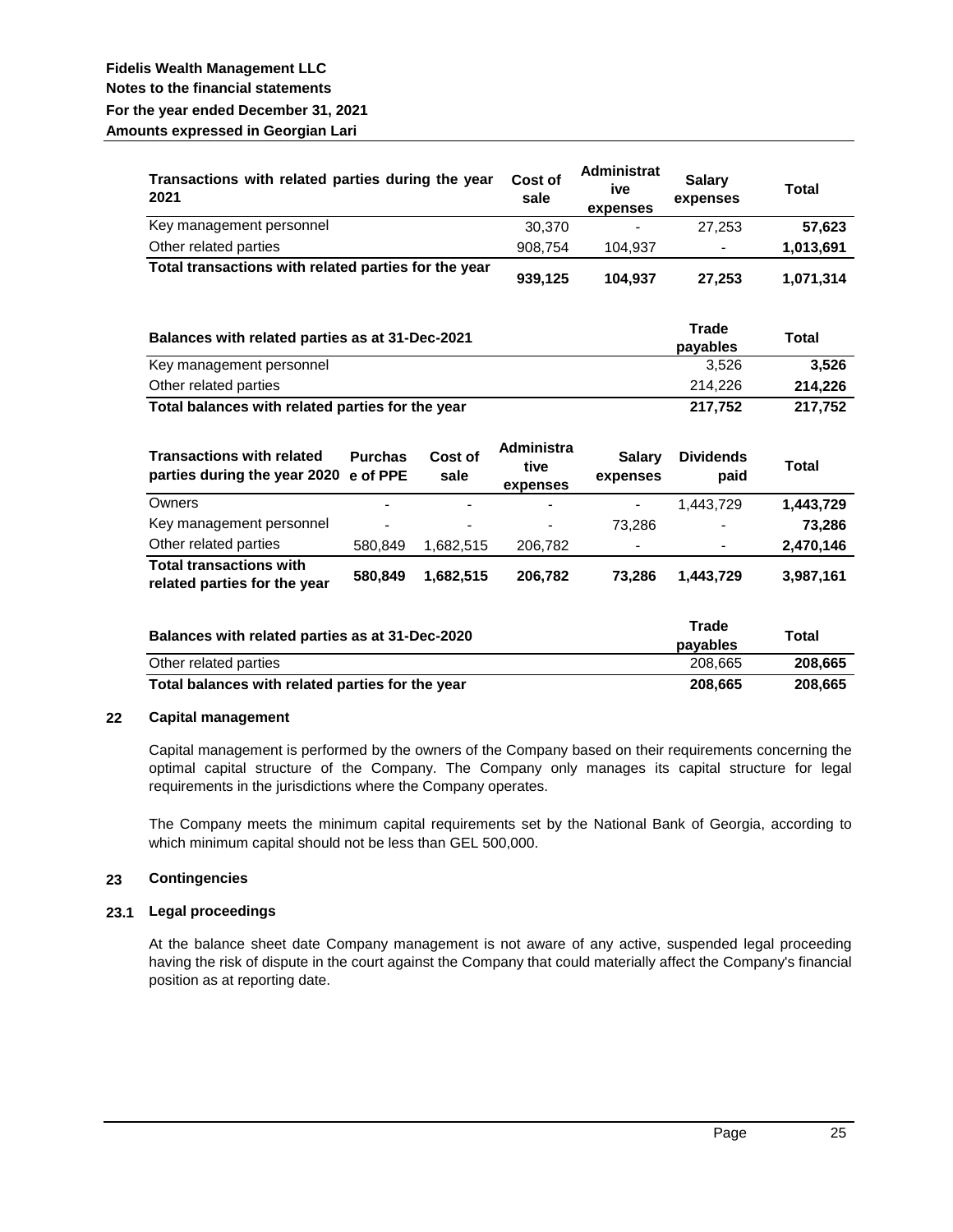| Transactions with related parties during the year 2021 | Cost of sale | Administrative expenses | Salary expenses | Total |
|---|---|---|---|---|
| Key management personnel | 30,370 | - | 27,253 | **57,623** |
| Other related parties | 908,754 | 104,937 | - | **1,013,691** |
| **Total transactions with related parties for the year** | **939,125** | **104,937** | **27,253** | **1,071,314** |

| Balances with related parties as at 31-Dec-2021 | Trade payables | Total |
|---|---|---|
| Key management personnel | 3,526 | **3,526** |
| Other related parties | 214,226 | **214,226** |
| **Total balances with related parties for the year** | **217,752** | **217,752** |

| Transactions with related parties during the year 2020 | Purchase of PPE | Cost of sale | Administrative expenses | Salary expenses | Dividends paid | Total |
|---|---|---|---|---|---|---|
| Owners | - | - | - | - | 1,443,729 | **1,443,729** |
| Key management personnel | - | - | - | 73,286 | - | **73,286** |
| Other related parties | 580,849 | 1,682,515 | 206,782 | - | - | **2,470,146** |
| **Total transactions with related parties for the year** | **580,849** | **1,682,515** | **206,782** | **73,286** | **1,443,729** | **3,987,161** |

| Balances with related parties as at 31-Dec-2020 | Trade payables | Total |
|---|---|---|
| Other related parties | 208,665 | **208,665** |
| **Total balances with related parties for the year** | **208,665** | **208,665** |

## 22 Capital management

Capital management is performed by the owners of the Company based on their requirements concerning the optimal capital structure of the Company. The Company only manages its capital structure for legal requirements in the jurisdictions where the Company operates.

The Company meets the minimum capital requirements set by the National Bank of Georgia, according to which minimum capital should not be less than GEL 500,000.

## 23 Contingencies

### 23.1 Legal proceedings

At the balance sheet date Company management is not aware of any active, suspended legal proceeding having the risk of dispute in the court against the Company that could materially affect the Company's financial position as at reporting date.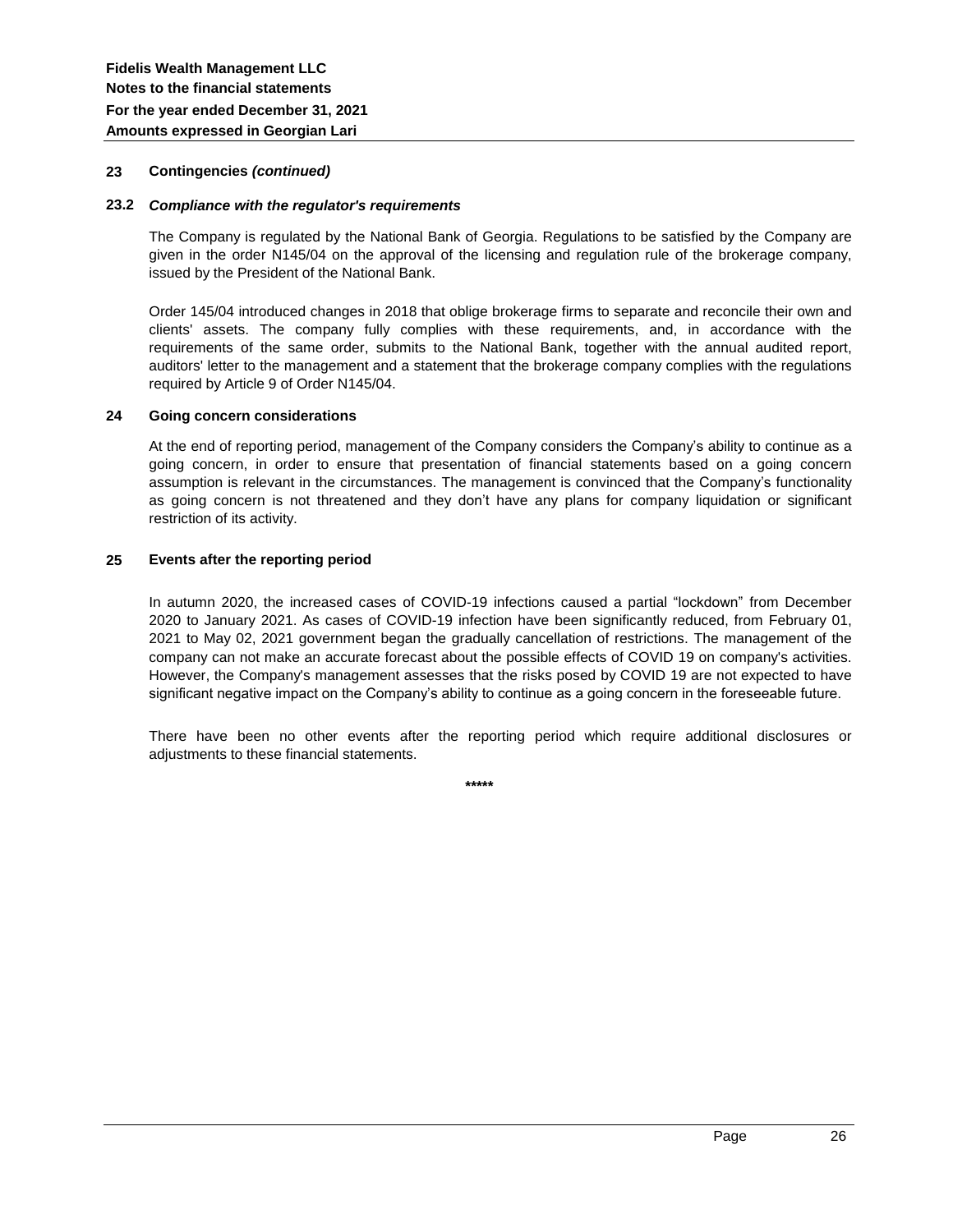## 23 Contingencies *(continued)*

### 23.2 *Compliance with the regulator's requirements*

The Company is regulated by the National Bank of Georgia. Regulations to be satisfied by the Company are given in the order N145/04 on the approval of the licensing and regulation rule of the brokerage company, issued by the President of the National Bank.

Order 145/04 introduced changes in 2018 that oblige brokerage firms to separate and reconcile their own and clients' assets. The company fully complies with these requirements, and, in accordance with the requirements of the same order, submits to the National Bank, together with the annual audited report, auditors' letter to the management and a statement that the brokerage company complies with the regulations required by Article 9 of Order N145/04.

## 24 Going concern considerations

At the end of reporting period, management of the Company considers the Company's ability to continue as a going concern, in order to ensure that presentation of financial statements based on a going concern assumption is relevant in the circumstances. The management is convinced that the Company's functionality as going concern is not threatened and they don't have any plans for company liquidation or significant restriction of its activity.

## 25 Events after the reporting period

In autumn 2020, the increased cases of COVID-19 infections caused a partial "lockdown" from December 2020 to January 2021. As cases of COVID-19 infection have been significantly reduced, from February 01, 2021 to May 02, 2021 government began the gradually cancellation of restrictions. The management of the company can not make an accurate forecast about the possible effects of COVID 19 on company's activities. However, the Company's management assesses that the risks posed by COVID 19 are not expected to have significant negative impact on the Company's ability to continue as a going concern in the foreseeable future.

There have been no other events after the reporting period which require additional disclosures or adjustments to these financial statements.

*****